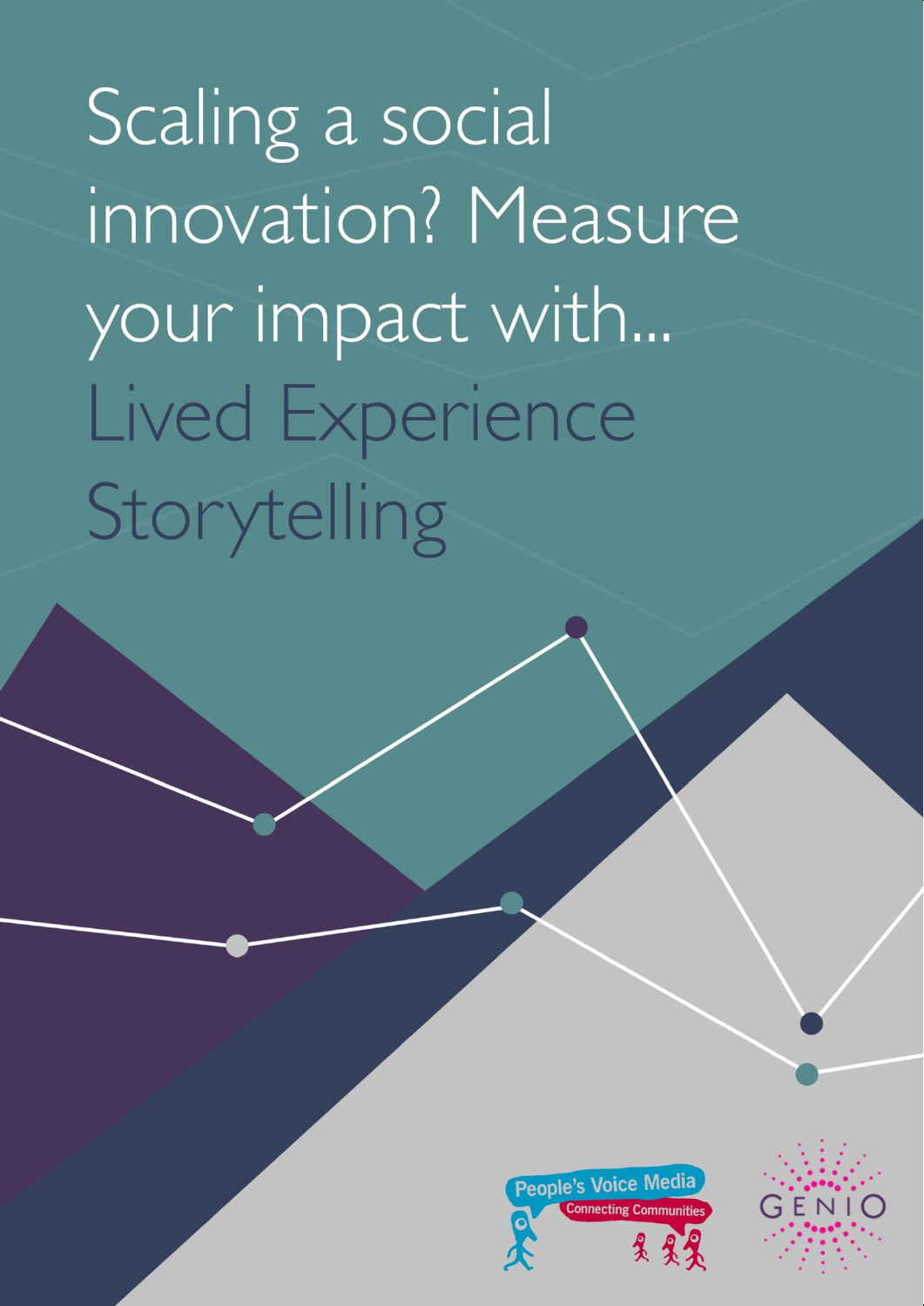# Scaling a social innovation? Measure your impact with... Lived Experience Storytelling

People's Voice Media
Connecting Communities

GENIO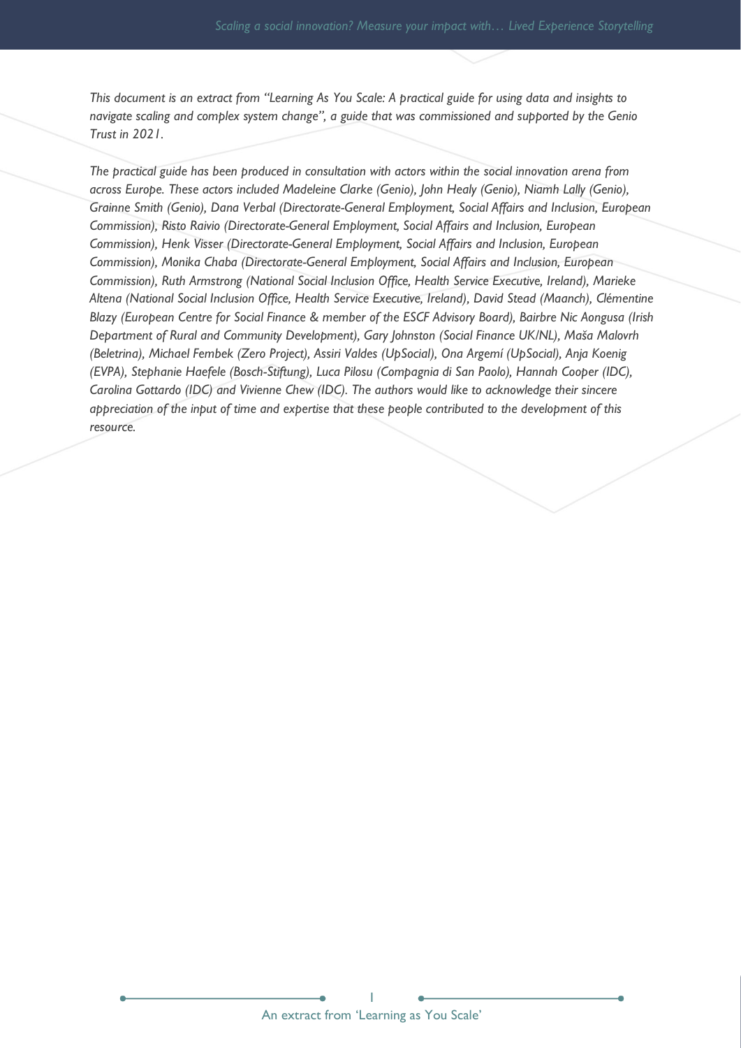*This document is an extract from "Learning As You Scale: A practical guide for using data and insights to navigate scaling and complex system change", a guide that was commissioned and supported by the Genio Trust in 2021.*

*The practical guide has been produced in consultation with actors within the social innovation arena from across Europe. These actors included Madeleine Clarke (Genio), John Healy (Genio), Niamh Lally (Genio), Grainne Smith (Genio), Dana Verbal (Directorate-General Employment, Social Affairs and Inclusion, European Commission), Risto Raivio (Directorate-General Employment, Social Affairs and Inclusion, European Commission), Henk Visser (Directorate-General Employment, Social Affairs and Inclusion, European Commission), Monika Chaba (Directorate-General Employment, Social Affairs and Inclusion, European Commission), Ruth Armstrong (National Social Inclusion Office, Health Service Executive, Ireland), Marieke Altena (National Social Inclusion Office, Health Service Executive, Ireland), David Stead (Maanch), Clémentine Blazy (European Centre for Social Finance & member of the ESCF Advisory Board), Bairbre Nic Aongusa (Irish Department of Rural and Community Development), Gary Johnston (Social Finance UK/NL), Maša Malovrh (Beletrina), Michael Fembek (Zero Project), Assiri Valdes (UpSocial), Ona Argemí (UpSocial), Anja Koenig (EVPA), Stephanie Haefele (Bosch-Stiftung), Luca Pilosu (Compagnia di San Paolo), Hannah Cooper (IDC), Carolina Gottardo (IDC) and Vivienne Chew (IDC). The authors would like to acknowledge their sincere appreciation of the input of time and expertise that these people contributed to the development of this resource.*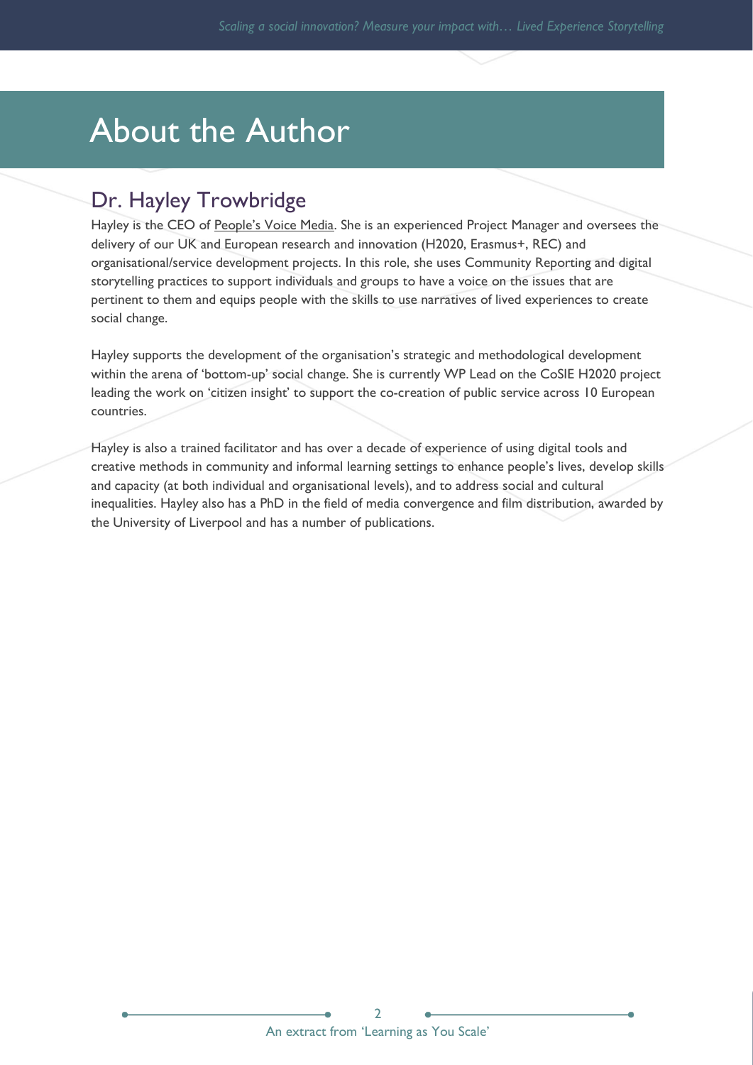# About the Author

## Dr. Hayley Trowbridge

Hayley is the CEO of People's Voice Media. She is an experienced Project Manager and oversees the delivery of our UK and European research and innovation (H2020, Erasmus+, REC) and organisational/service development projects. In this role, she uses Community Reporting and digital storytelling practices to support individuals and groups to have a voice on the issues that are pertinent to them and equips people with the skills to use narratives of lived experiences to create social change.

Hayley supports the development of the organisation's strategic and methodological development within the arena of 'bottom-up' social change. She is currently WP Lead on the CoSIE H2020 project leading the work on 'citizen insight' to support the co-creation of public service across 10 European countries.

Hayley is also a trained facilitator and has over a decade of experience of using digital tools and creative methods in community and informal learning settings to enhance people's lives, develop skills and capacity (at both individual and organisational levels), and to address social and cultural inequalities. Hayley also has a PhD in the field of media convergence and film distribution, awarded by the University of Liverpool and has a number of publications.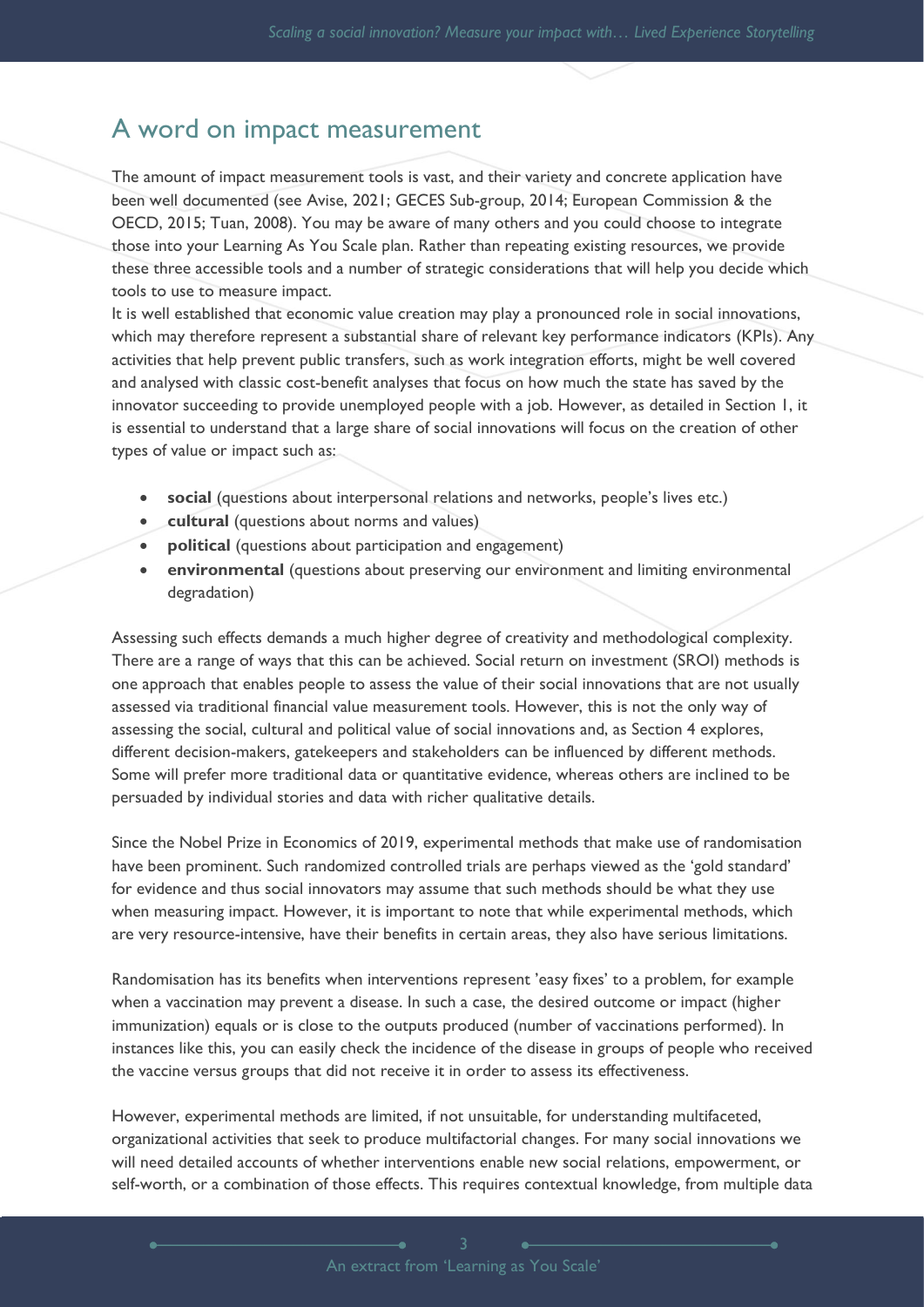## A word on impact measurement

The amount of impact measurement tools is vast, and their variety and concrete application have been well documented (see Avise, 2021; GECES Sub-group, 2014; European Commission & the OECD, 2015; Tuan, 2008). You may be aware of many others and you could choose to integrate those into your Learning As You Scale plan. Rather than repeating existing resources, we provide these three accessible tools and a number of strategic considerations that will help you decide which tools to use to measure impact.

It is well established that economic value creation may play a pronounced role in social innovations, which may therefore represent a substantial share of relevant key performance indicators (KPIs). Any activities that help prevent public transfers, such as work integration efforts, might be well covered and analysed with classic cost-benefit analyses that focus on how much the state has saved by the innovator succeeding to provide unemployed people with a job. However, as detailed in Section 1, it is essential to understand that a large share of social innovations will focus on the creation of other types of value or impact such as:

- **social** (questions about interpersonal relations and networks, people's lives etc.)
- **cultural** (questions about norms and values)
- **political** (questions about participation and engagement)
- **environmental** (questions about preserving our environment and limiting environmental degradation)

Assessing such effects demands a much higher degree of creativity and methodological complexity. There are a range of ways that this can be achieved. Social return on investment (SROI) methods is one approach that enables people to assess the value of their social innovations that are not usually assessed via traditional financial value measurement tools. However, this is not the only way of assessing the social, cultural and political value of social innovations and, as Section 4 explores, different decision-makers, gatekeepers and stakeholders can be influenced by different methods. Some will prefer more traditional data or quantitative evidence, whereas others are inclined to be persuaded by individual stories and data with richer qualitative details.

Since the Nobel Prize in Economics of 2019, experimental methods that make use of randomisation have been prominent. Such randomized controlled trials are perhaps viewed as the 'gold standard' for evidence and thus social innovators may assume that such methods should be what they use when measuring impact. However, it is important to note that while experimental methods, which are very resource-intensive, have their benefits in certain areas, they also have serious limitations.

Randomisation has its benefits when interventions represent 'easy fixes' to a problem, for example when a vaccination may prevent a disease. In such a case, the desired outcome or impact (higher immunization) equals or is close to the outputs produced (number of vaccinations performed). In instances like this, you can easily check the incidence of the disease in groups of people who received the vaccine versus groups that did not receive it in order to assess its effectiveness.

However, experimental methods are limited, if not unsuitable, for understanding multifaceted, organizational activities that seek to produce multifactorial changes. For many social innovations we will need detailed accounts of whether interventions enable new social relations, empowerment, or self-worth, or a combination of those effects. This requires contextual knowledge, from multiple data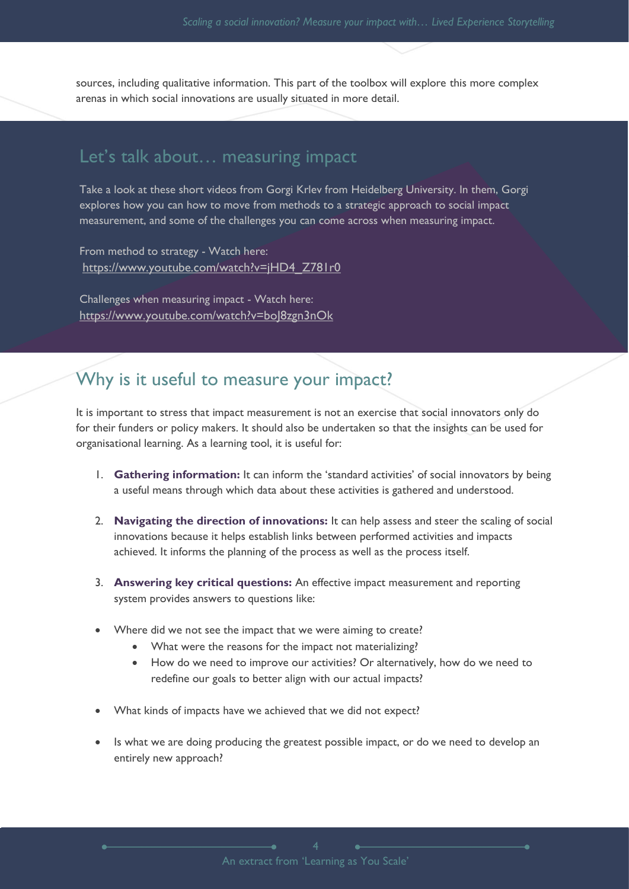sources, including qualitative information. This part of the toolbox will explore this more complex arenas in which social innovations are usually situated in more detail.

## Let's talk about… measuring impact

Take a look at these short videos from Gorgi Krlev from Heidelberg University. In them, Gorgi explores how you can how to move from methods to a strategic approach to social impact measurement, and some of the challenges you can come across when measuring impact.

From method to strategy - Watch here:
https://www.youtube.com/watch?v=jHD4_Z781r0

Challenges when measuring impact - Watch here:
https://www.youtube.com/watch?v=boJ8zgn3nOk

## Why is it useful to measure your impact?

It is important to stress that impact measurement is not an exercise that social innovators only do for their funders or policy makers. It should also be undertaken so that the insights can be used for organisational learning. As a learning tool, it is useful for:

1. **Gathering information:** It can inform the 'standard activities' of social innovators by being a useful means through which data about these activities is gathered and understood.
2. **Navigating the direction of innovations:** It can help assess and steer the scaling of social innovations because it helps establish links between performed activities and impacts achieved. It informs the planning of the process as well as the process itself.
3. **Answering key critical questions:** An effective impact measurement and reporting system provides answers to questions like:

- Where did we not see the impact that we were aiming to create?
    - What were the reasons for the impact not materializing?
    - How do we need to improve our activities? Or alternatively, how do we need to redefine our goals to better align with our actual impacts?
- What kinds of impacts have we achieved that we did not expect?
- Is what we are doing producing the greatest possible impact, or do we need to develop an entirely new approach?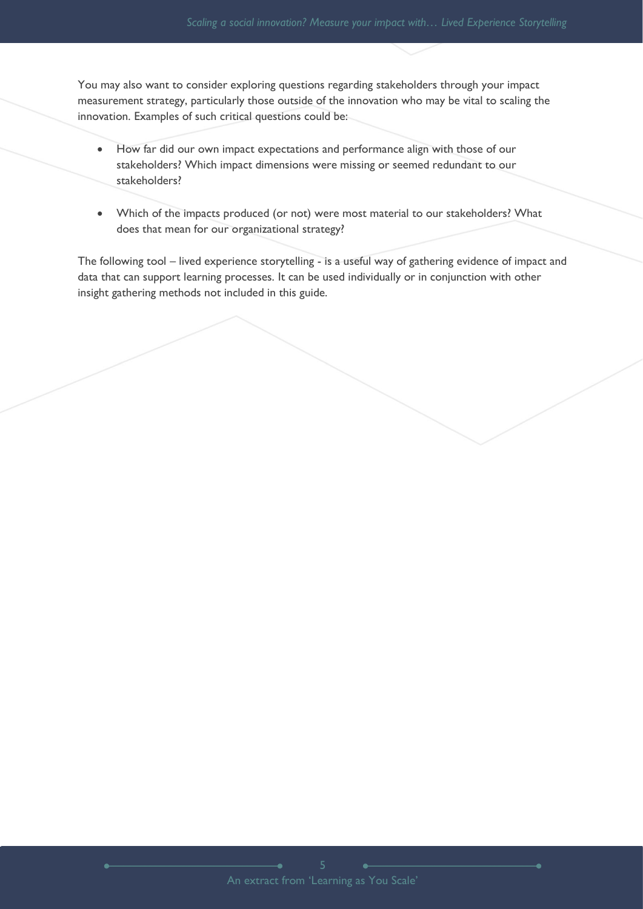You may also want to consider exploring questions regarding stakeholders through your impact measurement strategy, particularly those outside of the innovation who may be vital to scaling the innovation. Examples of such critical questions could be:

- How far did our own impact expectations and performance align with those of our stakeholders? Which impact dimensions were missing or seemed redundant to our stakeholders?

- Which of the impacts produced (or not) were most material to our stakeholders? What does that mean for our organizational strategy?

The following tool – lived experience storytelling - is a useful way of gathering evidence of impact and data that can support learning processes. It can be used individually or in conjunction with other insight gathering methods not included in this guide.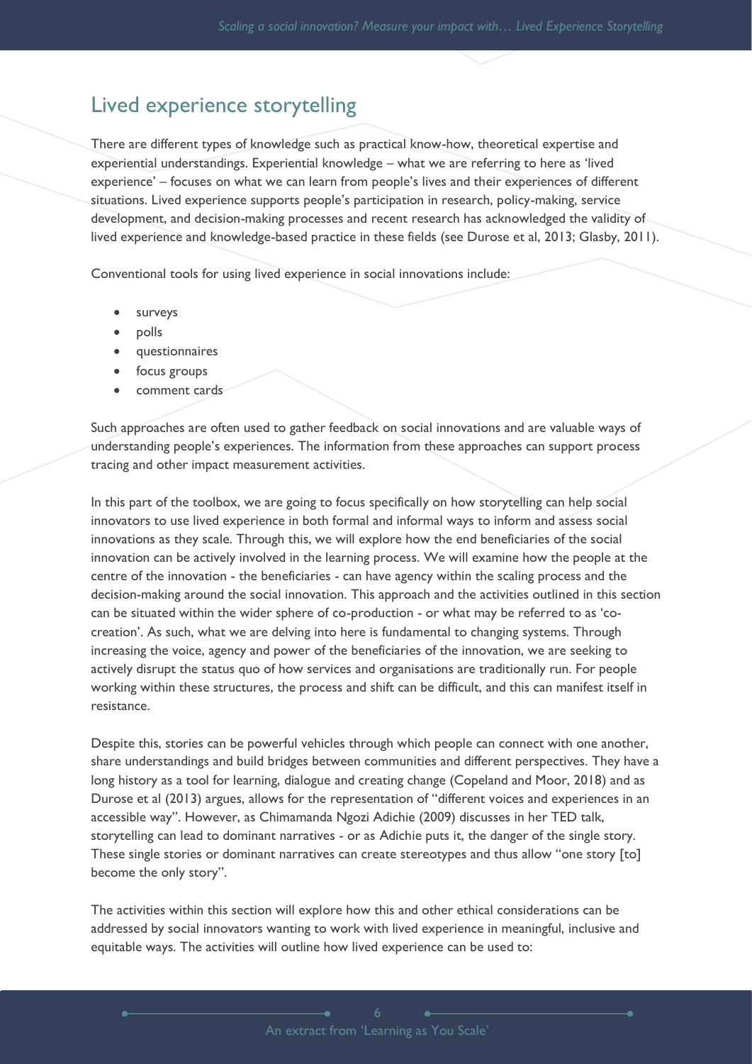## Lived experience storytelling

There are different types of knowledge such as practical know-how, theoretical expertise and experiential understandings. Experiential knowledge – what we are referring to here as 'lived experience' – focuses on what we can learn from people's lives and their experiences of different situations. Lived experience supports people's participation in research, policy-making, service development, and decision-making processes and recent research has acknowledged the validity of lived experience and knowledge-based practice in these fields (see Durose et al, 2013; Glasby, 2011).

Conventional tools for using lived experience in social innovations include:

- surveys
- polls
- questionnaires
- focus groups
- comment cards

Such approaches are often used to gather feedback on social innovations and are valuable ways of understanding people's experiences. The information from these approaches can support process tracing and other impact measurement activities.

In this part of the toolbox, we are going to focus specifically on how storytelling can help social innovators to use lived experience in both formal and informal ways to inform and assess social innovations as they scale. Through this, we will explore how the end beneficiaries of the social innovation can be actively involved in the learning process. We will examine how the people at the centre of the innovation - the beneficiaries - can have agency within the scaling process and the decision-making around the social innovation. This approach and the activities outlined in this section can be situated within the wider sphere of co-production - or what may be referred to as 'co-creation'. As such, what we are delving into here is fundamental to changing systems. Through increasing the voice, agency and power of the beneficiaries of the innovation, we are seeking to actively disrupt the status quo of how services and organisations are traditionally run. For people working within these structures, the process and shift can be difficult, and this can manifest itself in resistance.

Despite this, stories can be powerful vehicles through which people can connect with one another, share understandings and build bridges between communities and different perspectives. They have a long history as a tool for learning, dialogue and creating change (Copeland and Moor, 2018) and as Durose et al (2013) argues, allows for the representation of "different voices and experiences in an accessible way". However, as Chimamanda Ngozi Adichie (2009) discusses in her TED talk, storytelling can lead to dominant narratives - or as Adichie puts it, the danger of the single story. These single stories or dominant narratives can create stereotypes and thus allow "one story [to] become the only story".

The activities within this section will explore how this and other ethical considerations can be addressed by social innovators wanting to work with lived experience in meaningful, inclusive and equitable ways. The activities will outline how lived experience can be used to: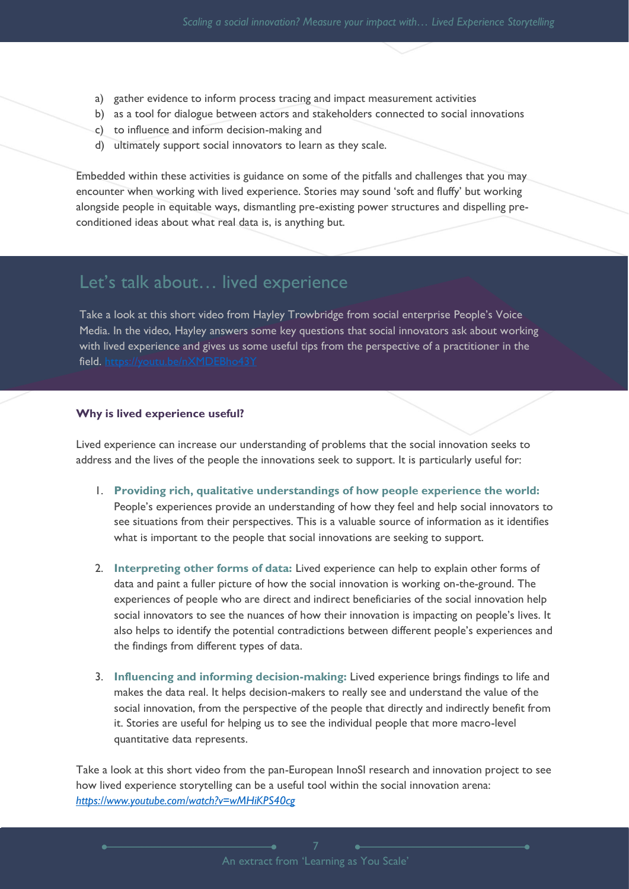a) gather evidence to inform process tracing and impact measurement activities
b) as a tool for dialogue between actors and stakeholders connected to social innovations
c) to influence and inform decision-making and
d) ultimately support social innovators to learn as they scale.

Embedded within these activities is guidance on some of the pitfalls and challenges that you may encounter when working with lived experience. Stories may sound 'soft and fluffy' but working alongside people in equitable ways, dismantling pre-existing power structures and dispelling pre-conditioned ideas about what real data is, is anything but.

## Let's talk about… lived experience

Take a look at this short video from Hayley Trowbridge from social enterprise People's Voice Media. In the video, Hayley answers some key questions that social innovators ask about working with lived experience and gives us some useful tips from the perspective of a practitioner in the field. https://youtu.be/nXMDEBho43Y

**Why is lived experience useful?**

Lived experience can increase our understanding of problems that the social innovation seeks to address and the lives of the people the innovations seek to support. It is particularly useful for:

1. **Providing rich, qualitative understandings of how people experience the world:** People's experiences provide an understanding of how they feel and help social innovators to see situations from their perspectives. This is a valuable source of information as it identifies what is important to the people that social innovations are seeking to support.

2. **Interpreting other forms of data:** Lived experience can help to explain other forms of data and paint a fuller picture of how the social innovation is working on-the-ground. The experiences of people who are direct and indirect beneficiaries of the social innovation help social innovators to see the nuances of how their innovation is impacting on people's lives. It also helps to identify the potential contradictions between different people's experiences and the findings from different types of data.

3. **Influencing and informing decision-making:** Lived experience brings findings to life and makes the data real. It helps decision-makers to really see and understand the value of the social innovation, from the perspective of the people that directly and indirectly benefit from it. Stories are useful for helping us to see the individual people that more macro-level quantitative data represents.

Take a look at this short video from the pan-European InnoSI research and innovation project to see how lived experience storytelling can be a useful tool within the social innovation arena: *https://www.youtube.com/watch?v=wMHiKPS40cg*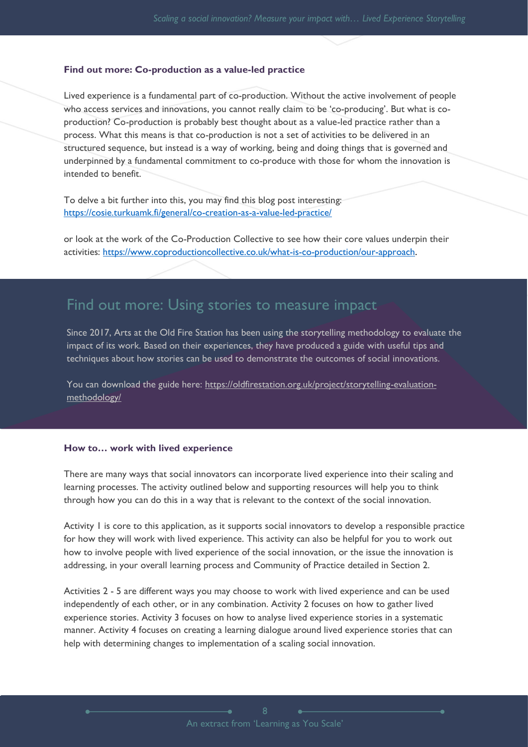### Find out more: Co-production as a value-led practice

Lived experience is a fundamental part of co-production. Without the active involvement of people who access services and innovations, you cannot really claim to be 'co-producing'. But what is co-production? Co-production is probably best thought about as a value-led practice rather than a process. What this means is that co-production is not a set of activities to be delivered in an structured sequence, but instead is a way of working, being and doing things that is governed and underpinned by a fundamental commitment to co-produce with those for whom the innovation is intended to benefit.

To delve a bit further into this, you may find this blog post interesting: https://cosie.turkuamk.fi/general/co-creation-as-a-value-led-practice/

or look at the work of the Co-Production Collective to see how their core values underpin their activities: https://www.coproductioncollective.co.uk/what-is-co-production/our-approach.

## Find out more: Using stories to measure impact

Since 2017, Arts at the Old Fire Station has been using the storytelling methodology to evaluate the impact of its work. Based on their experiences, they have produced a guide with useful tips and techniques about how stories can be used to demonstrate the outcomes of social innovations.

You can download the guide here: https://oldfirestation.org.uk/project/storytelling-evaluation-methodology/

### How to… work with lived experience

There are many ways that social innovators can incorporate lived experience into their scaling and learning processes. The activity outlined below and supporting resources will help you to think through how you can do this in a way that is relevant to the context of the social innovation.

Activity 1 is core to this application, as it supports social innovators to develop a responsible practice for how they will work with lived experience. This activity can also be helpful for you to work out how to involve people with lived experience of the social innovation, or the issue the innovation is addressing, in your overall learning process and Community of Practice detailed in Section 2.

Activities 2 - 5 are different ways you may choose to work with lived experience and can be used independently of each other, or in any combination. Activity 2 focuses on how to gather lived experience stories. Activity 3 focuses on how to analyse lived experience stories in a systematic manner. Activity 4 focuses on creating a learning dialogue around lived experience stories that can help with determining changes to implementation of a scaling social innovation.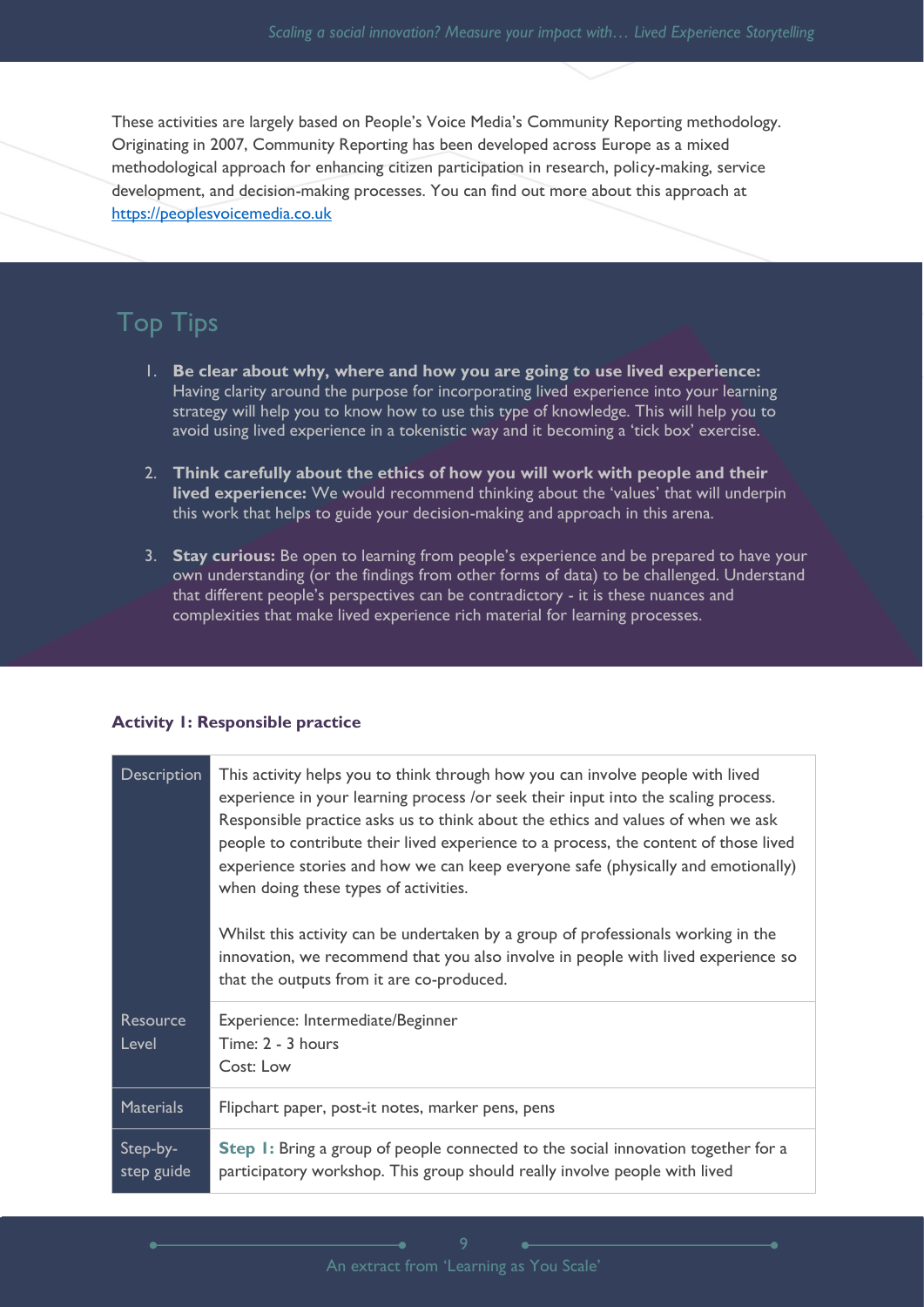These activities are largely based on People's Voice Media's Community Reporting methodology. Originating in 2007, Community Reporting has been developed across Europe as a mixed methodological approach for enhancing citizen participation in research, policy-making, service development, and decision-making processes. You can find out more about this approach at [https://peoplesvoicemedia.co.uk](https://peoplesvoicemedia.co.uk)

## Top Tips

1. **Be clear about why, where and how you are going to use lived experience:** Having clarity around the purpose for incorporating lived experience into your learning strategy will help you to know how to use this type of knowledge. This will help you to avoid using lived experience in a tokenistic way and it becoming a 'tick box' exercise.

2. **Think carefully about the ethics of how you will work with people and their lived experience:** We would recommend thinking about the 'values' that will underpin this work that helps to guide your decision-making and approach in this arena.

3. **Stay curious:** Be open to learning from people's experience and be prepared to have your own understanding (or the findings from other forms of data) to be challenged. Understand that different people's perspectives can be contradictory - it is these nuances and complexities that make lived experience rich material for learning processes.

### Activity 1: Responsible practice

| | |
|---|---|
| Description | This activity helps you to think through how you can involve people with lived experience in your learning process /or seek their input into the scaling process. Responsible practice asks us to think about the ethics and values of when we ask people to contribute their lived experience to a process, the content of those lived experience stories and how we can keep everyone safe (physically and emotionally) when doing these types of activities.<br><br>Whilst this activity can be undertaken by a group of professionals working in the innovation, we recommend that you also involve in people with lived experience so that the outputs from it are co-produced. |
| Resource Level | Experience: Intermediate/Beginner<br>Time: 2 - 3 hours<br>Cost: Low |
| Materials | Flipchart paper, post-it notes, marker pens, pens |
| Step-by-step guide | **Step 1:** Bring a group of people connected to the social innovation together for a participatory workshop. This group should really involve people with lived |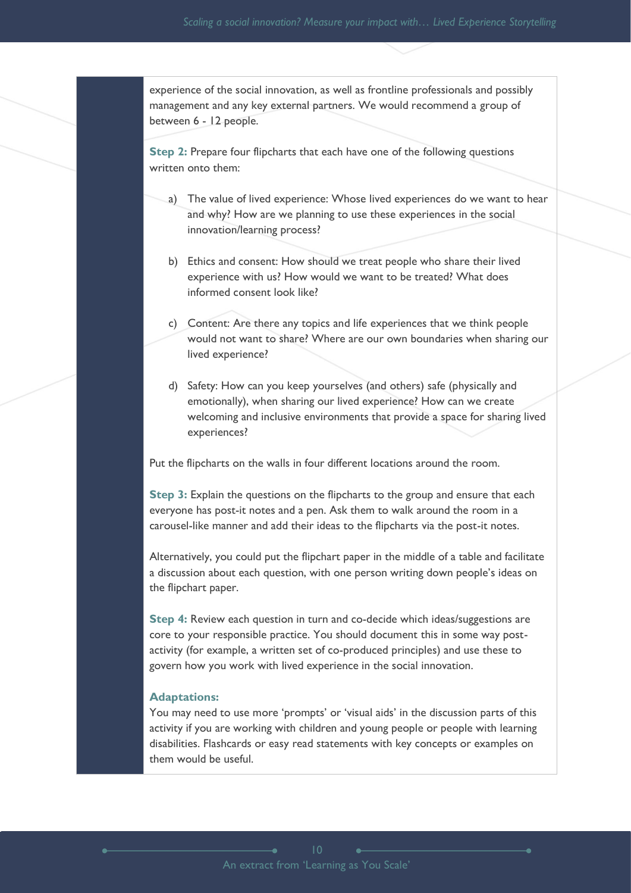experience of the social innovation, as well as frontline professionals and possibly management and any key external partners. We would recommend a group of between 6 - 12 people.

**Step 2:** Prepare four flipcharts that each have one of the following questions written onto them:

a) The value of lived experience: Whose lived experiences do we want to hear and why? How are we planning to use these experiences in the social innovation/learning process?

b) Ethics and consent: How should we treat people who share their lived experience with us? How would we want to be treated? What does informed consent look like?

c) Content: Are there any topics and life experiences that we think people would not want to share? Where are our own boundaries when sharing our lived experience?

d) Safety: How can you keep yourselves (and others) safe (physically and emotionally), when sharing our lived experience? How can we create welcoming and inclusive environments that provide a space for sharing lived experiences?

Put the flipcharts on the walls in four different locations around the room.

**Step 3:** Explain the questions on the flipcharts to the group and ensure that each everyone has post-it notes and a pen. Ask them to walk around the room in a carousel-like manner and add their ideas to the flipcharts via the post-it notes.

Alternatively, you could put the flipchart paper in the middle of a table and facilitate a discussion about each question, with one person writing down people's ideas on the flipchart paper.

**Step 4:** Review each question in turn and co-decide which ideas/suggestions are core to your responsible practice. You should document this in some way post-activity (for example, a written set of co-produced principles) and use these to govern how you work with lived experience in the social innovation.

**Adaptations:**

You may need to use more 'prompts' or 'visual aids' in the discussion parts of this activity if you are working with children and young people or people with learning disabilities. Flashcards or easy read statements with key concepts or examples on them would be useful.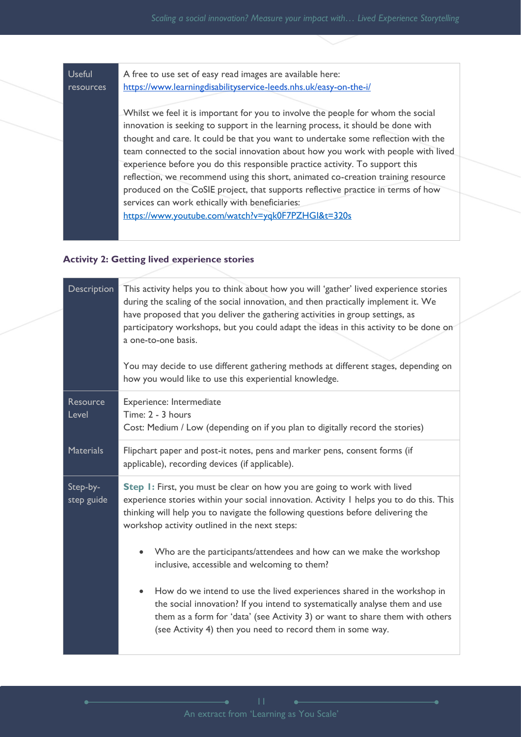| Useful resources | A free to use set of easy read images are available here: https://www.learningdisabilityservice-leeds.nhs.uk/easy-on-the-i/<br><br>Whilst we feel it is important for you to involve the people for whom the social innovation is seeking to support in the learning process, it should be done with thought and care. It could be that you want to undertake some reflection with the team connected to the social innovation about how you work with people with lived experience before you do this responsible practice activity. To support this reflection, we recommend using this short, animated co-creation training resource produced on the CoSIE project, that supports reflective practice in terms of how services can work ethically with beneficiaries: https://www.youtube.com/watch?v=yqk0F7PZHGI&t=320s |
|---|---|

### Activity 2: Getting lived experience stories

| Description | This activity helps you to think about how you will 'gather' lived experience stories during the scaling of the social innovation, and then practically implement it. We have proposed that you deliver the gathering activities in group settings, as participatory workshops, but you could adapt the ideas in this activity to be done on a one-to-one basis.<br><br>You may decide to use different gathering methods at different stages, depending on how you would like to use this experiential knowledge. |
|---|---|
| Resource Level | Experience: Intermediate<br>Time: 2 - 3 hours<br>Cost: Medium / Low (depending on if you plan to digitally record the stories) |
| Materials | Flipchart paper and post-it notes, pens and marker pens, consent forms (if applicable), recording devices (if applicable). |
| Step-by-step guide | **Step 1:** First, you must be clear on how you are going to work with lived experience stories within your social innovation. Activity 1 helps you to do this. This thinking will help you to navigate the following questions before delivering the workshop activity outlined in the next steps:<br><br>• Who are the participants/attendees and how can we make the workshop inclusive, accessible and welcoming to them?<br><br>• How do we intend to use the lived experiences shared in the workshop in the social innovation? If you intend to systematically analyse them and use them as a form for 'data' (see Activity 3) or want to share them with others (see Activity 4) then you need to record them in some way. |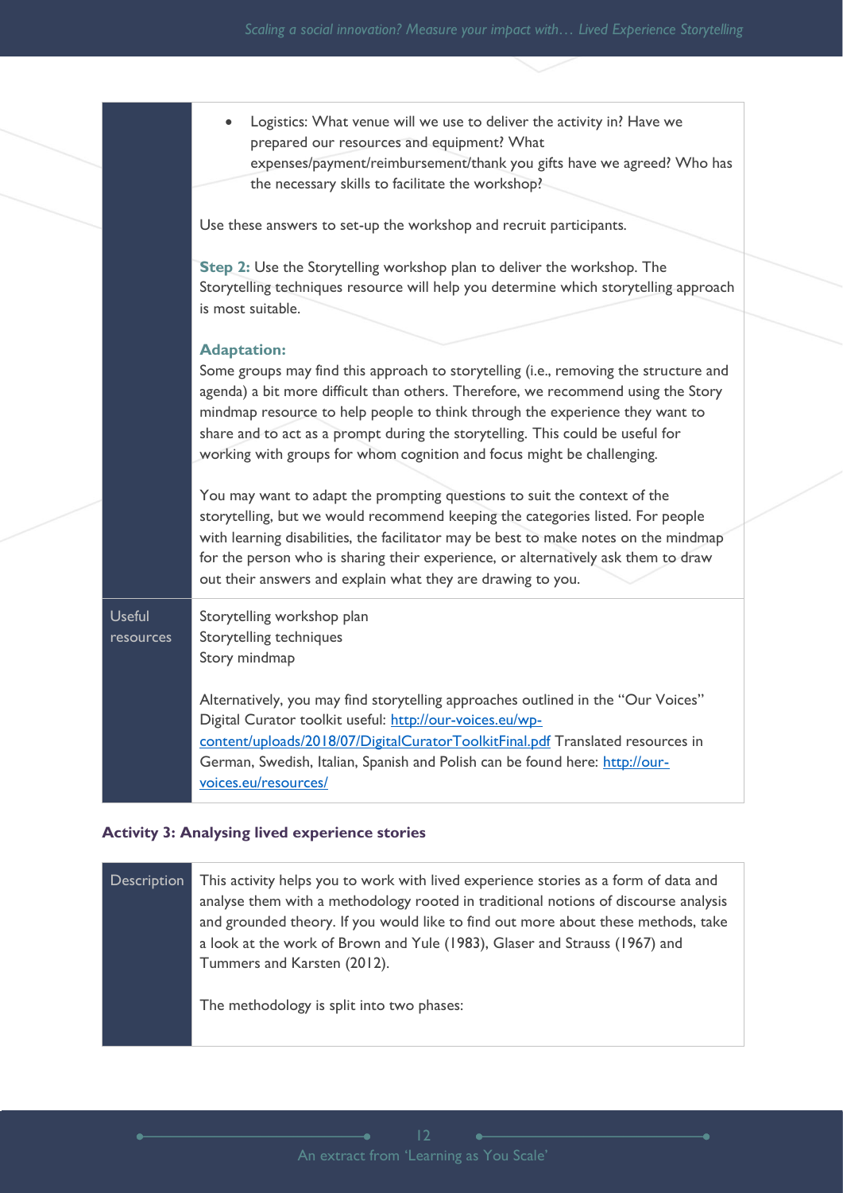| | |
|---|---|
| | • Logistics: What venue will we use to deliver the activity in? Have we prepared our resources and equipment? What expenses/payment/reimbursement/thank you gifts have we agreed? Who has the necessary skills to facilitate the workshop?<br><br>Use these answers to set-up the workshop and recruit participants.<br><br>**Step 2:** Use the Storytelling workshop plan to deliver the workshop. The Storytelling techniques resource will help you determine which storytelling approach is most suitable.<br><br>**Adaptation:**<br>Some groups may find this approach to storytelling (i.e., removing the structure and agenda) a bit more difficult than others. Therefore, we recommend using the Story mindmap resource to help people to think through the experience they want to share and to act as a prompt during the storytelling. This could be useful for working with groups for whom cognition and focus might be challenging.<br><br>You may want to adapt the prompting questions to suit the context of the storytelling, but we would recommend keeping the categories listed. For people with learning disabilities, the facilitator may be best to make notes on the mindmap for the person who is sharing their experience, or alternatively ask them to draw out their answers and explain what they are drawing to you. |
| Useful resources | Storytelling workshop plan<br>Storytelling techniques<br>Story mindmap<br><br>Alternatively, you may find storytelling approaches outlined in the "Our Voices" Digital Curator toolkit useful: http://our-voices.eu/wp-content/uploads/2018/07/DigitalCuratorToolkitFinal.pdf Translated resources in German, Swedish, Italian, Spanish and Polish can be found here: http://our-voices.eu/resources/ |

### Activity 3: Analysing lived experience stories

| | |
|---|---|
| Description | This activity helps you to work with lived experience stories as a form of data and analyse them with a methodology rooted in traditional notions of discourse analysis and grounded theory. If you would like to find out more about these methods, take a look at the work of Brown and Yule (1983), Glaser and Strauss (1967) and Tummers and Karsten (2012).<br><br>The methodology is split into two phases: |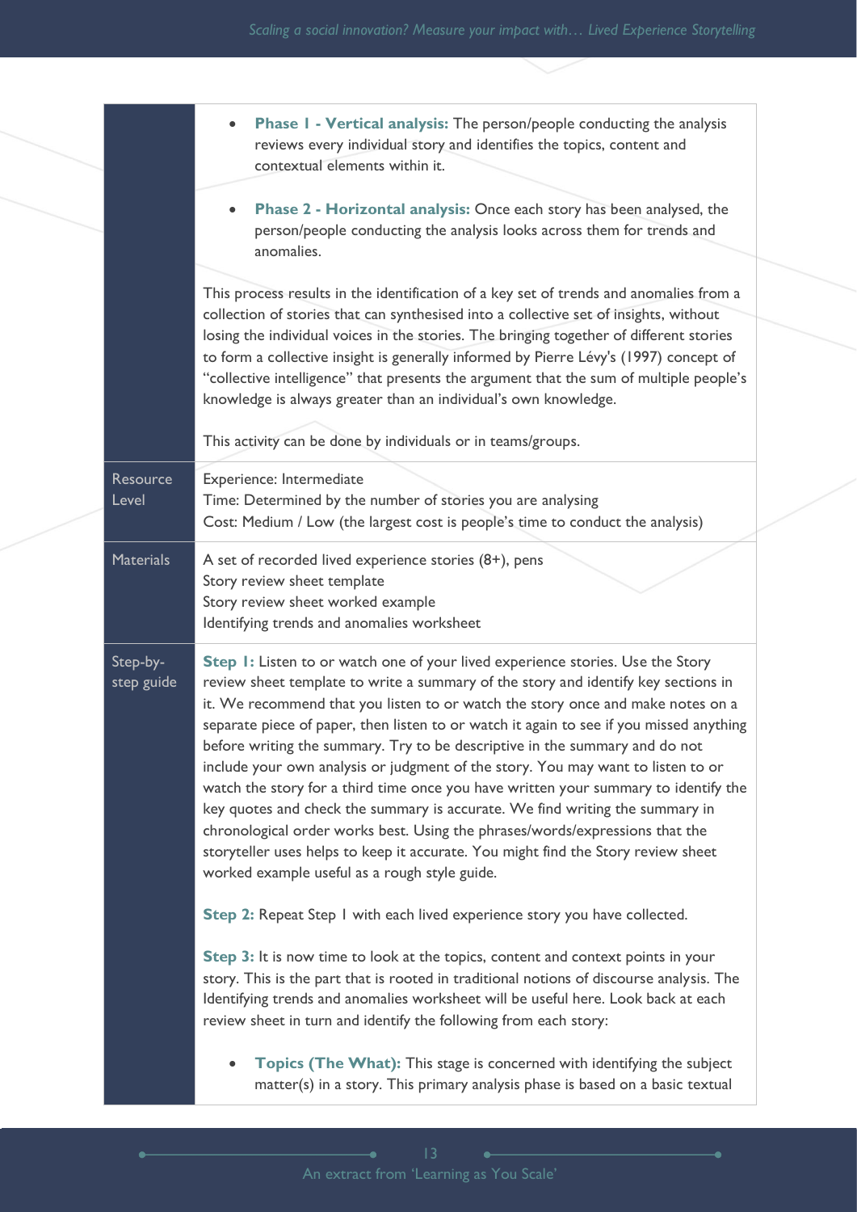| | |
|---|---|
| | - **Phase 1 - Vertical analysis:** The person/people conducting the analysis reviews every individual story and identifies the topics, content and contextual elements within it.<br>- **Phase 2 - Horizontal analysis:** Once each story has been analysed, the person/people conducting the analysis looks across them for trends and anomalies.<br><br>This process results in the identification of a key set of trends and anomalies from a collection of stories that can synthesised into a collective set of insights, without losing the individual voices in the stories. The bringing together of different stories to form a collective insight is generally informed by Pierre Lévy's (1997) concept of "collective intelligence" that presents the argument that the sum of multiple people's knowledge is always greater than an individual's own knowledge.<br><br>This activity can be done by individuals or in teams/groups. |
| Resource Level | Experience: Intermediate<br>Time: Determined by the number of stories you are analysing<br>Cost: Medium / Low (the largest cost is people's time to conduct the analysis) |
| Materials | A set of recorded lived experience stories (8+), pens<br>Story review sheet template<br>Story review sheet worked example<br>Identifying trends and anomalies worksheet |
| Step-by-step guide | **Step 1:** Listen to or watch one of your lived experience stories. Use the Story review sheet template to write a summary of the story and identify key sections in it. We recommend that you listen to or watch the story once and make notes on a separate piece of paper, then listen to or watch it again to see if you missed anything before writing the summary. Try to be descriptive in the summary and do not include your own analysis or judgment of the story. You may want to listen to or watch the story for a third time once you have written your summary to identify the key quotes and check the summary is accurate. We find writing the summary in chronological order works best. Using the phrases/words/expressions that the storyteller uses helps to keep it accurate. You might find the Story review sheet worked example useful as a rough style guide.<br><br>**Step 2:** Repeat Step 1 with each lived experience story you have collected.<br><br>**Step 3:** It is now time to look at the topics, content and context points in your story. This is the part that is rooted in traditional notions of discourse analysis. The Identifying trends and anomalies worksheet will be useful here. Look back at each review sheet in turn and identify the following from each story:<br><br>- **Topics (The What):** This stage is concerned with identifying the subject matter(s) in a story. This primary analysis phase is based on a basic textual |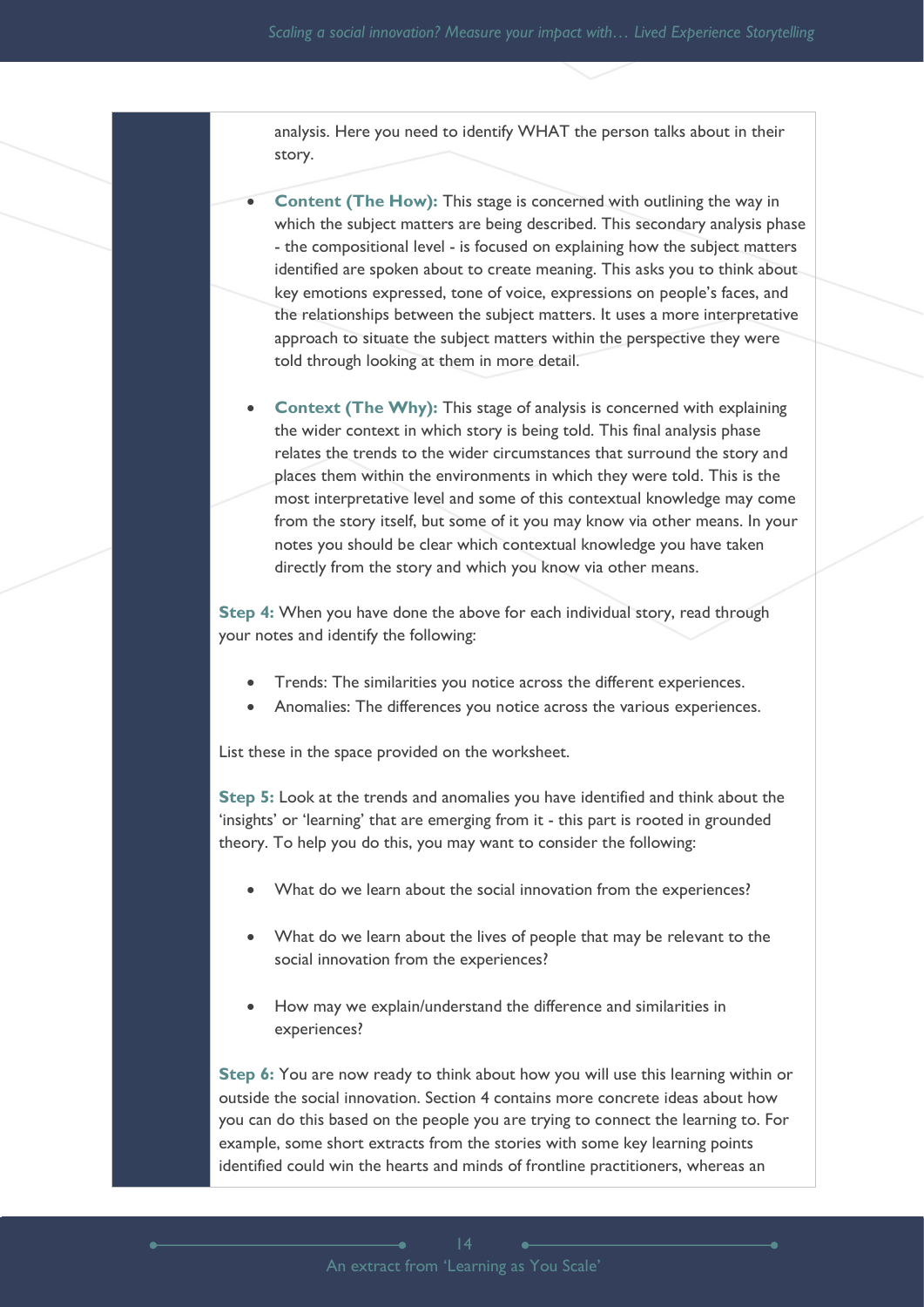analysis. Here you need to identify WHAT the person talks about in their story.

- **Content (The How):** This stage is concerned with outlining the way in which the subject matters are being described. This secondary analysis phase - the compositional level - is focused on explaining how the subject matters identified are spoken about to create meaning. This asks you to think about key emotions expressed, tone of voice, expressions on people's faces, and the relationships between the subject matters. It uses a more interpretative approach to situate the subject matters within the perspective they were told through looking at them in more detail.

- **Context (The Why):** This stage of analysis is concerned with explaining the wider context in which story is being told. This final analysis phase relates the trends to the wider circumstances that surround the story and places them within the environments in which they were told. This is the most interpretative level and some of this contextual knowledge may come from the story itself, but some of it you may know via other means. In your notes you should be clear which contextual knowledge you have taken directly from the story and which you know via other means.

**Step 4:** When you have done the above for each individual story, read through your notes and identify the following:

- Trends: The similarities you notice across the different experiences.
- Anomalies: The differences you notice across the various experiences.

List these in the space provided on the worksheet.

**Step 5:** Look at the trends and anomalies you have identified and think about the 'insights' or 'learning' that are emerging from it - this part is rooted in grounded theory. To help you do this, you may want to consider the following:

- What do we learn about the social innovation from the experiences?

- What do we learn about the lives of people that may be relevant to the social innovation from the experiences?

- How may we explain/understand the difference and similarities in experiences?

**Step 6:** You are now ready to think about how you will use this learning within or outside the social innovation. Section 4 contains more concrete ideas about how you can do this based on the people you are trying to connect the learning to. For example, some short extracts from the stories with some key learning points identified could win the hearts and minds of frontline practitioners, whereas an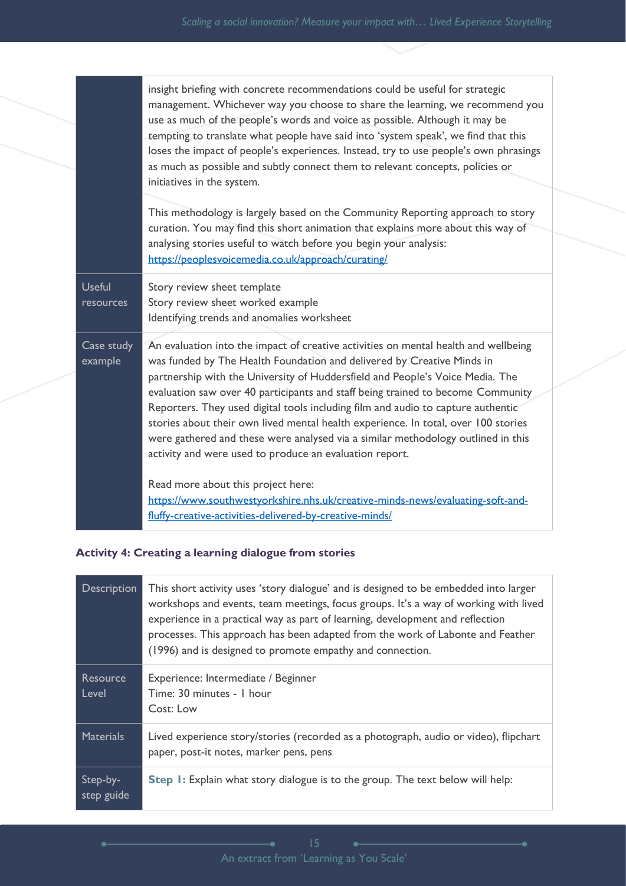| | |
|---|---|
| | insight briefing with concrete recommendations could be useful for strategic management. Whichever way you choose to share the learning, we recommend you use as much of the people's words and voice as possible. Although it may be tempting to translate what people have said into 'system speak', we find that this loses the impact of people's experiences. Instead, try to use people's own phrasings as much as possible and subtly connect them to relevant concepts, policies or initiatives in the system.<br><br>This methodology is largely based on the Community Reporting approach to story curation. You may find this short animation that explains more about this way of analysing stories useful to watch before you begin your analysis: https://peoplesvoicemedia.co.uk/approach/curating/ |
| Useful resources | Story review sheet template<br>Story review sheet worked example<br>Identifying trends and anomalies worksheet |
| Case study example | An evaluation into the impact of creative activities on mental health and wellbeing was funded by The Health Foundation and delivered by Creative Minds in partnership with the University of Huddersfield and People's Voice Media. The evaluation saw over 40 participants and staff being trained to become Community Reporters. They used digital tools including film and audio to capture authentic stories about their own lived mental health experience. In total, over 100 stories were gathered and these were analysed via a similar methodology outlined in this activity and were used to produce an evaluation report.<br><br>Read more about this project here: https://www.southwestyorkshire.nhs.uk/creative-minds-news/evaluating-soft-and-fluffy-creative-activities-delivered-by-creative-minds/ |

### Activity 4: Creating a learning dialogue from stories

| | |
|---|---|
| Description | This short activity uses 'story dialogue' and is designed to be embedded into larger workshops and events, team meetings, focus groups. It's a way of working with lived experience in a practical way as part of learning, development and reflection processes. This approach has been adapted from the work of Labonte and Feather (1996) and is designed to promote empathy and connection. |
| Resource Level | Experience: Intermediate / Beginner<br>Time: 30 minutes - 1 hour<br>Cost: Low |
| Materials | Lived experience story/stories (recorded as a photograph, audio or video), flipchart paper, post-it notes, marker pens, pens |
| Step-by-step guide | **Step 1:** Explain what story dialogue is to the group. The text below will help: |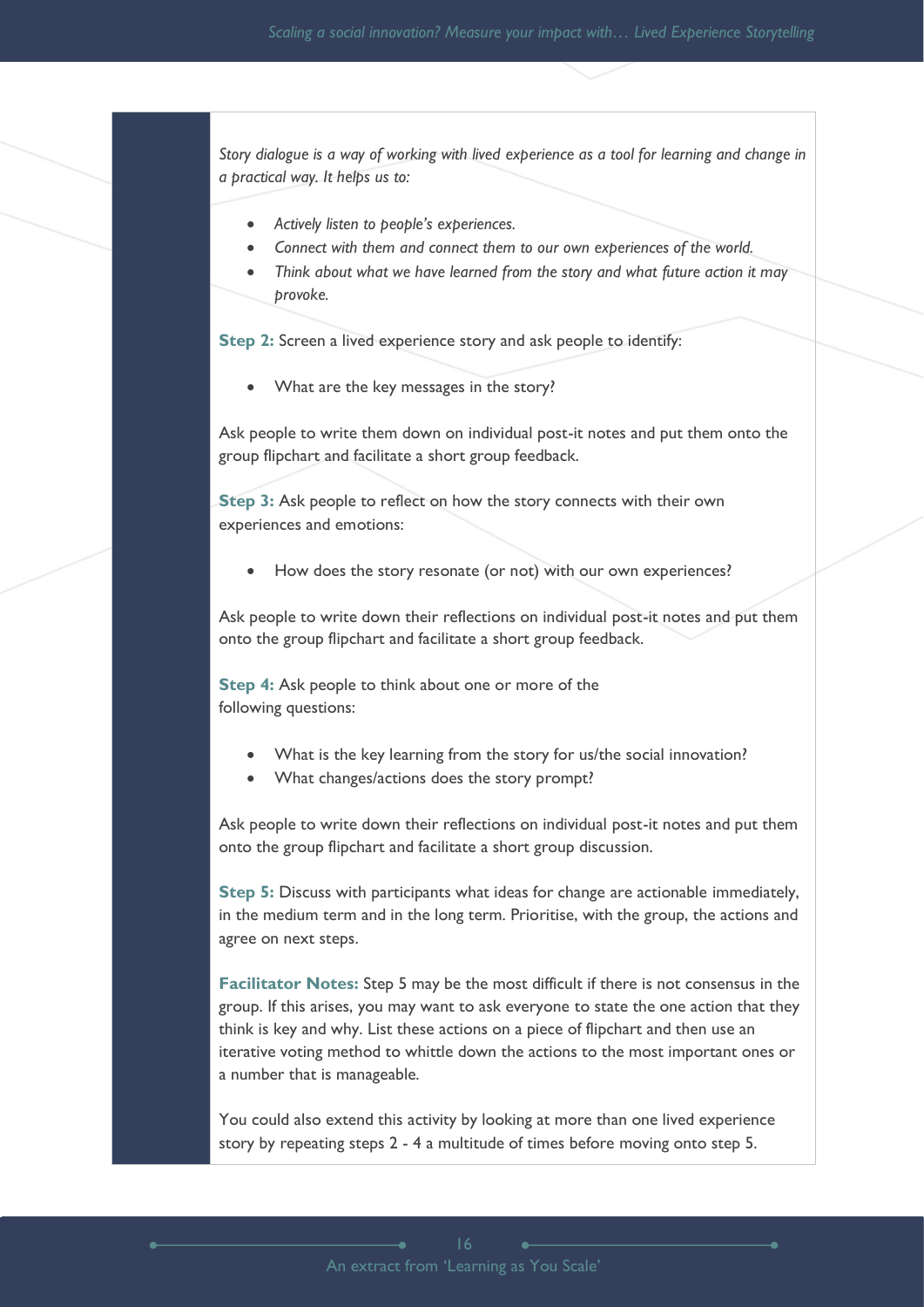*Story dialogue is a way of working with lived experience as a tool for learning and change in a practical way. It helps us to:*

- *Actively listen to people's experiences.*
- *Connect with them and connect them to our own experiences of the world.*
- *Think about what we have learned from the story and what future action it may provoke.*

**Step 2:** Screen a lived experience story and ask people to identify:

- What are the key messages in the story?

Ask people to write them down on individual post-it notes and put them onto the group flipchart and facilitate a short group feedback.

**Step 3:** Ask people to reflect on how the story connects with their own experiences and emotions:

- How does the story resonate (or not) with our own experiences?

Ask people to write down their reflections on individual post-it notes and put them onto the group flipchart and facilitate a short group feedback.

**Step 4:** Ask people to think about one or more of the following questions:

- What is the key learning from the story for us/the social innovation?
- What changes/actions does the story prompt?

Ask people to write down their reflections on individual post-it notes and put them onto the group flipchart and facilitate a short group discussion.

**Step 5:** Discuss with participants what ideas for change are actionable immediately, in the medium term and in the long term. Prioritise, with the group, the actions and agree on next steps.

**Facilitator Notes:** Step 5 may be the most difficult if there is not consensus in the group. If this arises, you may want to ask everyone to state the one action that they think is key and why. List these actions on a piece of flipchart and then use an iterative voting method to whittle down the actions to the most important ones or a number that is manageable.

You could also extend this activity by looking at more than one lived experience story by repeating steps 2 - 4 a multitude of times before moving onto step 5.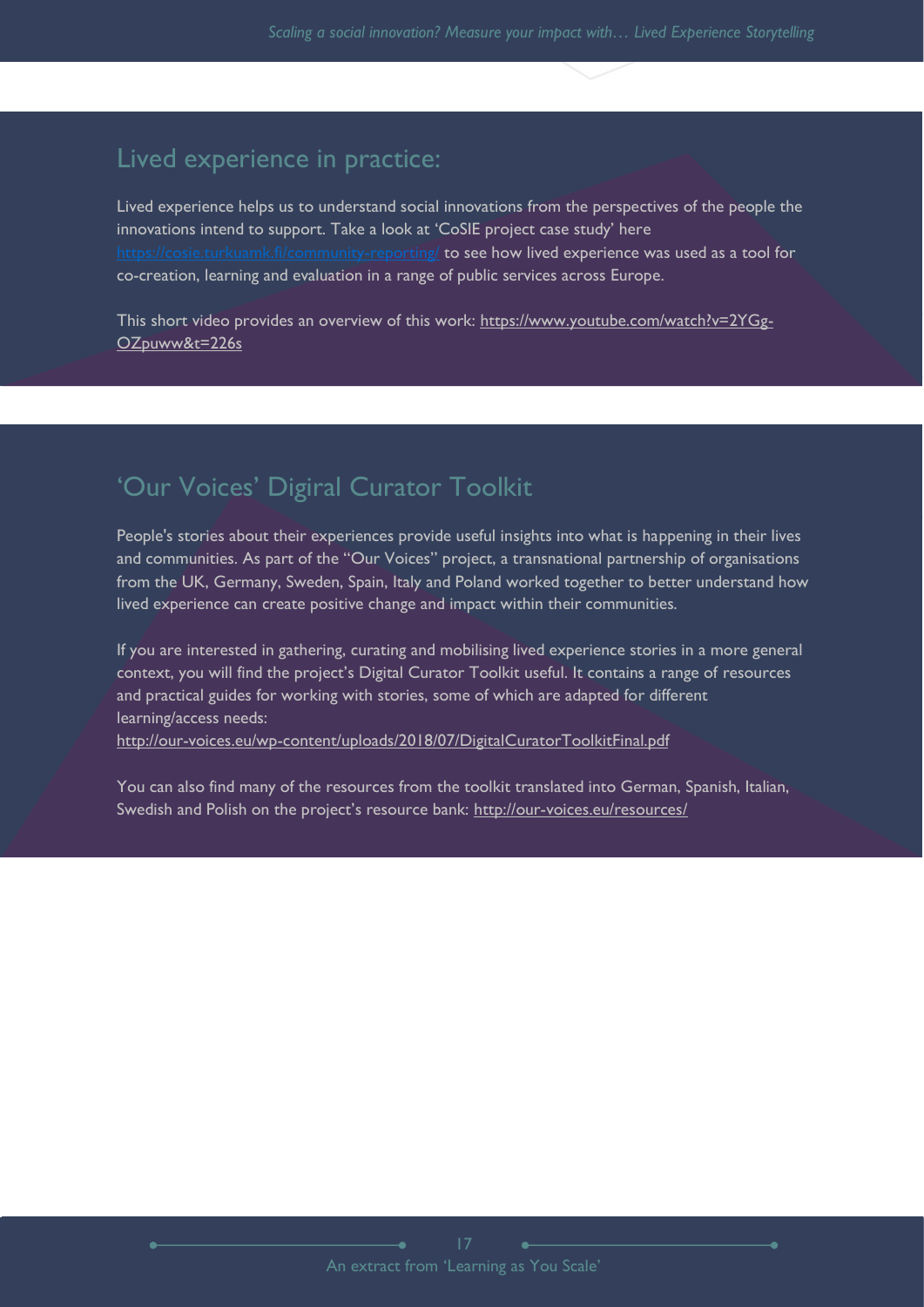## Lived experience in practice:

Lived experience helps us to understand social innovations from the perspectives of the people the innovations intend to support. Take a look at 'CoSIE project case study' here https://cosie.turkuamk.fi/community-reporting/ to see how lived experience was used as a tool for co-creation, learning and evaluation in a range of public services across Europe.

This short video provides an overview of this work: https://www.youtube.com/watch?v=2YGg-OZpuww&t=226s

## 'Our Voices' Digiral Curator Toolkit

People's stories about their experiences provide useful insights into what is happening in their lives and communities. As part of the "Our Voices" project, a transnational partnership of organisations from the UK, Germany, Sweden, Spain, Italy and Poland worked together to better understand how lived experience can create positive change and impact within their communities.

If you are interested in gathering, curating and mobilising lived experience stories in a more general context, you will find the project's Digital Curator Toolkit useful. It contains a range of resources and practical guides for working with stories, some of which are adapted for different learning/access needs:
http://our-voices.eu/wp-content/uploads/2018/07/DigitalCuratorToolkitFinal.pdf

You can also find many of the resources from the toolkit translated into German, Spanish, Italian, Swedish and Polish on the project's resource bank: http://our-voices.eu/resources/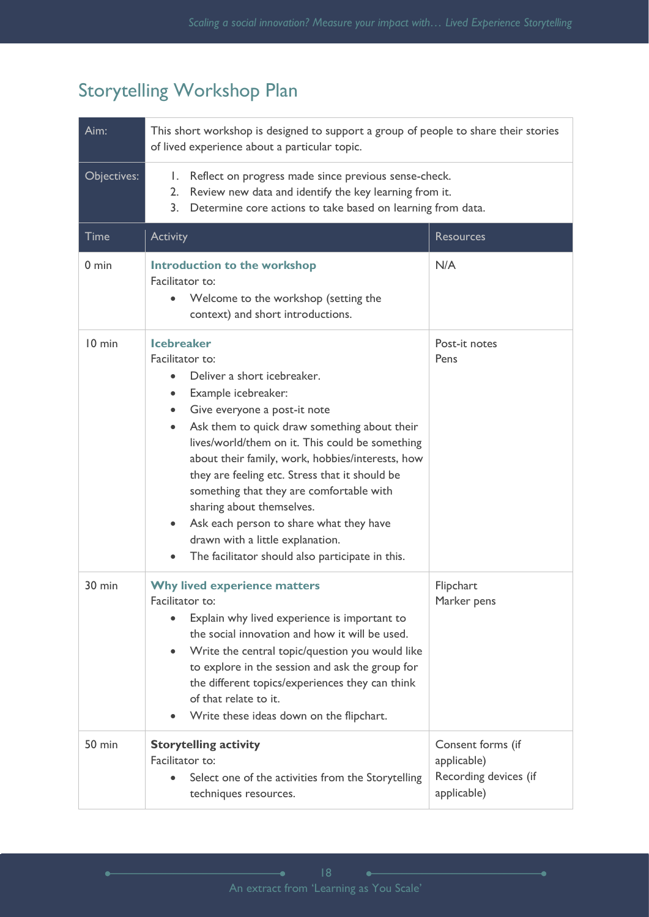## Storytelling Workshop Plan

| Aim: | This short workshop is designed to support a group of people to share their stories of lived experience about a particular topic. | |
|---|---|---|
| Objectives: | 1. Reflect on progress made since previous sense-check.<br>2. Review new data and identify the key learning from it.<br>3. Determine core actions to take based on learning from data. | |
| **Time** | **Activity** | **Resources** |
| 0 min | **Introduction to the workshop**<br>Facilitator to:<br>• Welcome to the workshop (setting the context) and short introductions. | N/A |
| 10 min | **Icebreaker**<br>Facilitator to:<br>• Deliver a short icebreaker.<br>• Example icebreaker:<br>• Give everyone a post-it note<br>• Ask them to quick draw something about their lives/world/them on it. This could be something about their family, work, hobbies/interests, how they are feeling etc. Stress that it should be something that they are comfortable with sharing about themselves.<br>• Ask each person to share what they have drawn with a little explanation.<br>• The facilitator should also participate in this. | Post-it notes<br>Pens |
| 30 min | **Why lived experience matters**<br>Facilitator to:<br>• Explain why lived experience is important to the social innovation and how it will be used.<br>• Write the central topic/question you would like to explore in the session and ask the group for the different topics/experiences they can think of that relate to it.<br>• Write these ideas down on the flipchart. | Flipchart<br>Marker pens |
| 50 min | **Storytelling activity**<br>Facilitator to:<br>• Select one of the activities from the Storytelling techniques resources. | Consent forms (if applicable)<br>Recording devices (if applicable) |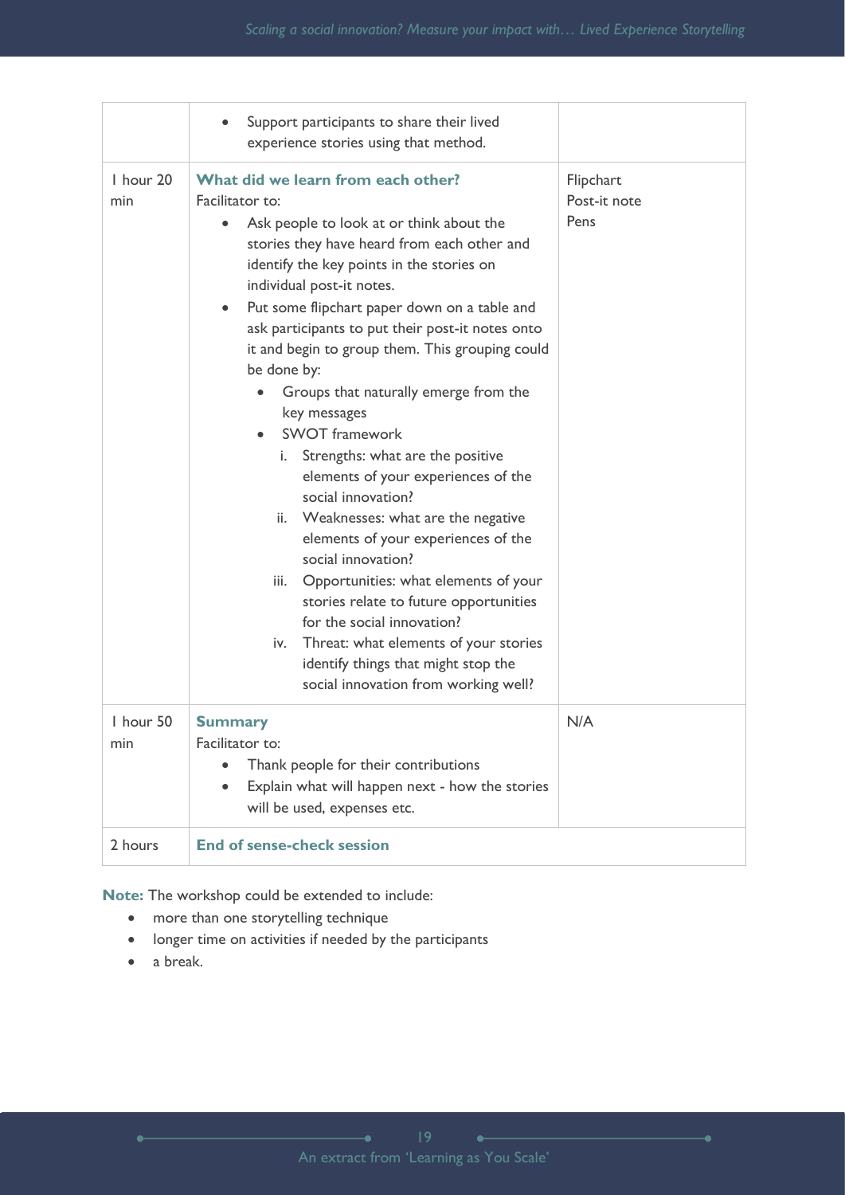| | | |
|---|---|---|
| | • Support participants to share their lived experience stories using that method. | |
| 1 hour 20 min | **What did we learn from each other?**<br>Facilitator to:<br>• Ask people to look at or think about the stories they have heard from each other and identify the key points in the stories on individual post-it notes.<br>• Put some flipchart paper down on a table and ask participants to put their post-it notes onto it and begin to group them. This grouping could be done by:<br>  • Groups that naturally emerge from the key messages<br>  • SWOT framework<br>    i. Strengths: what are the positive elements of your experiences of the social innovation?<br>    ii. Weaknesses: what are the negative elements of your experiences of the social innovation?<br>    iii. Opportunities: what elements of your stories relate to future opportunities for the social innovation?<br>    iv. Threat: what elements of your stories identify things that might stop the social innovation from working well? | Flipchart<br>Post-it note<br>Pens |
| 1 hour 50 min | **Summary**<br>Facilitator to:<br>• Thank people for their contributions<br>• Explain what will happen next - how the stories will be used, expenses etc. | N/A |
| 2 hours | **End of sense-check session** | |

**Note:** The workshop could be extended to include:

- more than one storytelling technique
- longer time on activities if needed by the participants
- a break.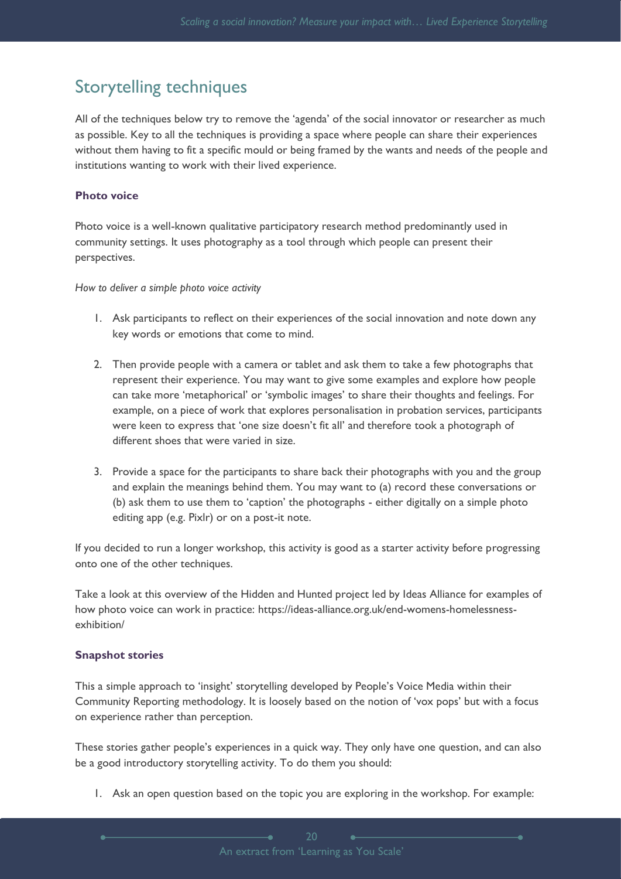## Storytelling techniques

All of the techniques below try to remove the 'agenda' of the social innovator or researcher as much as possible. Key to all the techniques is providing a space where people can share their experiences without them having to fit a specific mould or being framed by the wants and needs of the people and institutions wanting to work with their lived experience.

### Photo voice

Photo voice is a well-known qualitative participatory research method predominantly used in community settings. It uses photography as a tool through which people can present their perspectives.

*How to deliver a simple photo voice activity*

1. Ask participants to reflect on their experiences of the social innovation and note down any key words or emotions that come to mind.

2. Then provide people with a camera or tablet and ask them to take a few photographs that represent their experience. You may want to give some examples and explore how people can take more 'metaphorical' or 'symbolic images' to share their thoughts and feelings. For example, on a piece of work that explores personalisation in probation services, participants were keen to express that 'one size doesn't fit all' and therefore took a photograph of different shoes that were varied in size.

3. Provide a space for the participants to share back their photographs with you and the group and explain the meanings behind them. You may want to (a) record these conversations or (b) ask them to use them to 'caption' the photographs - either digitally on a simple photo editing app (e.g. Pixlr) or on a post-it note.

If you decided to run a longer workshop, this activity is good as a starter activity before progressing onto one of the other techniques.

Take a look at this overview of the Hidden and Hunted project led by Ideas Alliance for examples of how photo voice can work in practice: https://ideas-alliance.org.uk/end-womens-homelessness-exhibition/

### Snapshot stories

This a simple approach to 'insight' storytelling developed by People's Voice Media within their Community Reporting methodology. It is loosely based on the notion of 'vox pops' but with a focus on experience rather than perception.

These stories gather people's experiences in a quick way. They only have one question, and can also be a good introductory storytelling activity. To do them you should:

1. Ask an open question based on the topic you are exploring in the workshop. For example: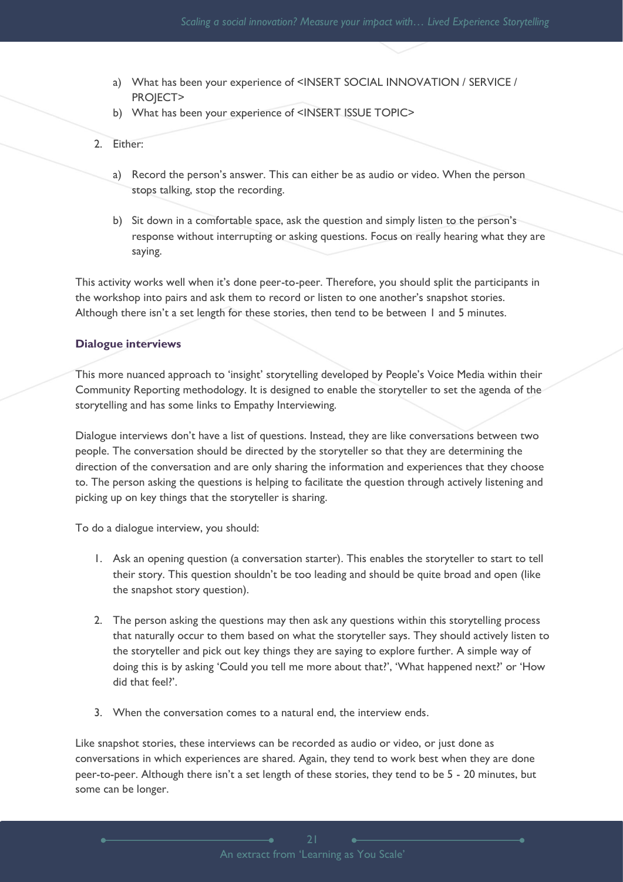a) What has been your experience of <INSERT SOCIAL INNOVATION / SERVICE / PROJECT>
b) What has been your experience of <INSERT ISSUE TOPIC>

2. Either:

   a) Record the person's answer. This can either be as audio or video. When the person stops talking, stop the recording.

   b) Sit down in a comfortable space, ask the question and simply listen to the person's response without interrupting or asking questions. Focus on really hearing what they are saying.

This activity works well when it's done peer-to-peer. Therefore, you should split the participants in the workshop into pairs and ask them to record or listen to one another's snapshot stories. Although there isn't a set length for these stories, then tend to be between 1 and 5 minutes.

### Dialogue interviews

This more nuanced approach to 'insight' storytelling developed by People's Voice Media within their Community Reporting methodology. It is designed to enable the storyteller to set the agenda of the storytelling and has some links to Empathy Interviewing.

Dialogue interviews don't have a list of questions. Instead, they are like conversations between two people. The conversation should be directed by the storyteller so that they are determining the direction of the conversation and are only sharing the information and experiences that they choose to. The person asking the questions is helping to facilitate the question through actively listening and picking up on key things that the storyteller is sharing.

To do a dialogue interview, you should:

1. Ask an opening question (a conversation starter). This enables the storyteller to start to tell their story. This question shouldn't be too leading and should be quite broad and open (like the snapshot story question).

2. The person asking the questions may then ask any questions within this storytelling process that naturally occur to them based on what the storyteller says. They should actively listen to the storyteller and pick out key things they are saying to explore further. A simple way of doing this is by asking 'Could you tell me more about that?', 'What happened next?' or 'How did that feel?'.

3. When the conversation comes to a natural end, the interview ends.

Like snapshot stories, these interviews can be recorded as audio or video, or just done as conversations in which experiences are shared. Again, they tend to work best when they are done peer-to-peer. Although there isn't a set length of these stories, they tend to be 5 - 20 minutes, but some can be longer.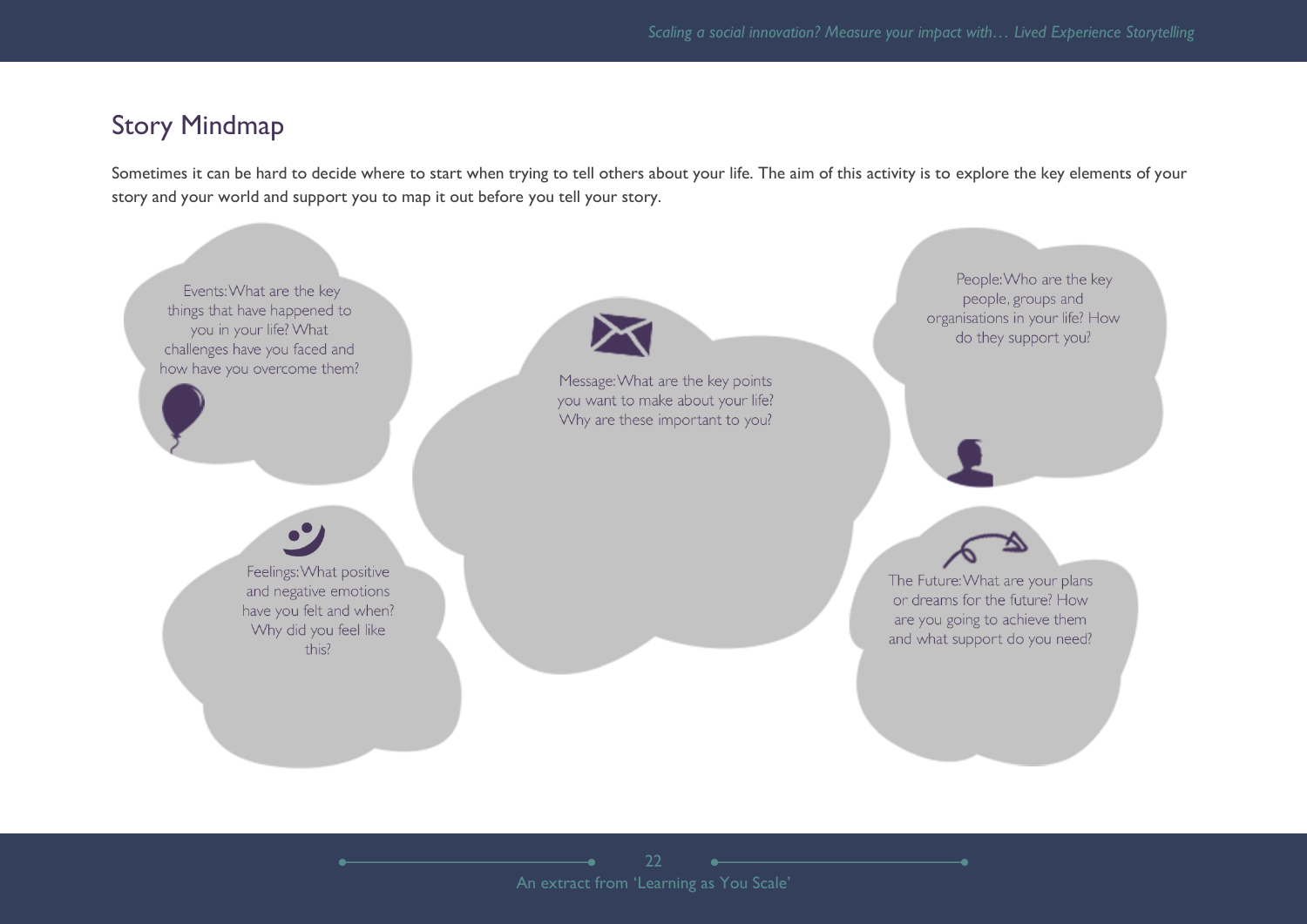## Story Mindmap

Sometimes it can be hard to decide where to start when trying to tell others about your life. The aim of this activity is to explore the key elements of your story and your world and support you to map it out before you tell your story.

Events: What are the key things that have happened to you in your life? What challenges have you faced and how have you overcome them?

Message: What are the key points you want to make about your life? Why are these important to you?

People: Who are the key people, groups and organisations in your life? How do they support you?

Feelings: What positive and negative emotions have you felt and when? Why did you feel like this?

The Future: What are your plans or dreams for the future? How are you going to achieve them and what support do you need?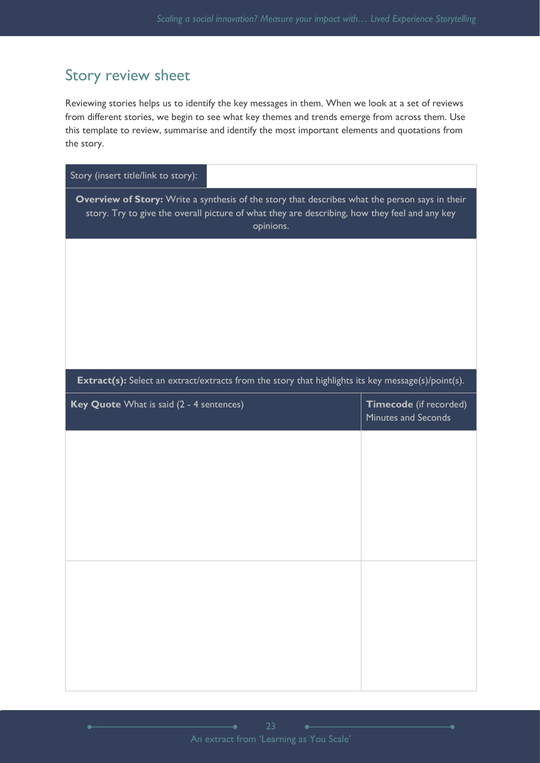## Story review sheet

Reviewing stories helps us to identify the key messages in them. When we look at a set of reviews from different stories, we begin to see what key themes and trends emerge from across them. Use this template to review, summarise and identify the most important elements and quotations from the story.

| Story (insert title/link to story): | |
|---|---|
| **Overview of Story:** Write a synthesis of the story that describes what the person says in their story. Try to give the overall picture of what they are describing, how they feel and any key opinions. | |
| | |
| **Extract(s):** Select an extract/extracts from the story that highlights its key message(s)/point(s). | |
| **Key Quote** What is said (2 - 4 sentences) | **Timecode** (if recorded) Minutes and Seconds |
| | |
| | |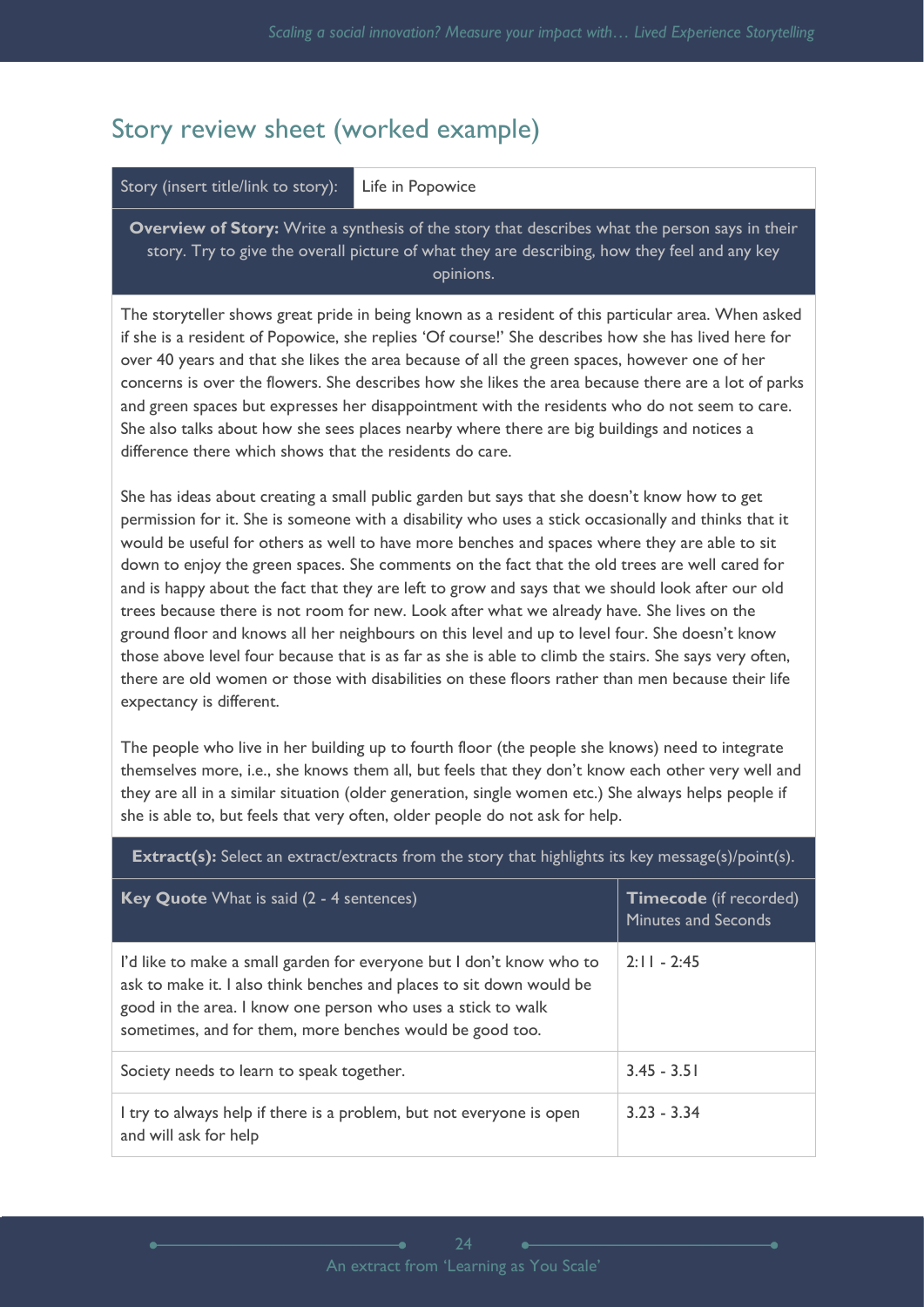## Story review sheet (worked example)

| Story (insert title/link to story): | Life in Popowice |
|---|---|

**Overview of Story:** Write a synthesis of the story that describes what the person says in their story. Try to give the overall picture of what they are describing, how they feel and any key opinions.

The storyteller shows great pride in being known as a resident of this particular area. When asked if she is a resident of Popowice, she replies 'Of course!' She describes how she has lived here for over 40 years and that she likes the area because of all the green spaces, however one of her concerns is over the flowers. She describes how she likes the area because there are a lot of parks and green spaces but expresses her disappointment with the residents who do not seem to care. She also talks about how she sees places nearby where there are big buildings and notices a difference there which shows that the residents do care.

She has ideas about creating a small public garden but says that she doesn't know how to get permission for it. She is someone with a disability who uses a stick occasionally and thinks that it would be useful for others as well to have more benches and spaces where they are able to sit down to enjoy the green spaces. She comments on the fact that the old trees are well cared for and is happy about the fact that they are left to grow and says that we should look after our old trees because there is not room for new. Look after what we already have. She lives on the ground floor and knows all her neighbours on this level and up to level four. She doesn't know those above level four because that is as far as she is able to climb the stairs. She says very often, there are old women or those with disabilities on these floors rather than men because their life expectancy is different.

The people who live in her building up to fourth floor (the people she knows) need to integrate themselves more, i.e., she knows them all, but feels that they don't know each other very well and they are all in a similar situation (older generation, single women etc.) She always helps people if she is able to, but feels that very often, older people do not ask for help.

**Extract(s):** Select an extract/extracts from the story that highlights its key message(s)/point(s).

| **Key Quote** What is said (2 - 4 sentences) | **Timecode** (if recorded) Minutes and Seconds |
|---|---|
| I'd like to make a small garden for everyone but I don't know who to ask to make it. I also think benches and places to sit down would be good in the area. I know one person who uses a stick to walk sometimes, and for them, more benches would be good too. | 2:11 - 2:45 |
| Society needs to learn to speak together. | 3.45 - 3.51 |
| I try to always help if there is a problem, but not everyone is open and will ask for help | 3.23 - 3.34 |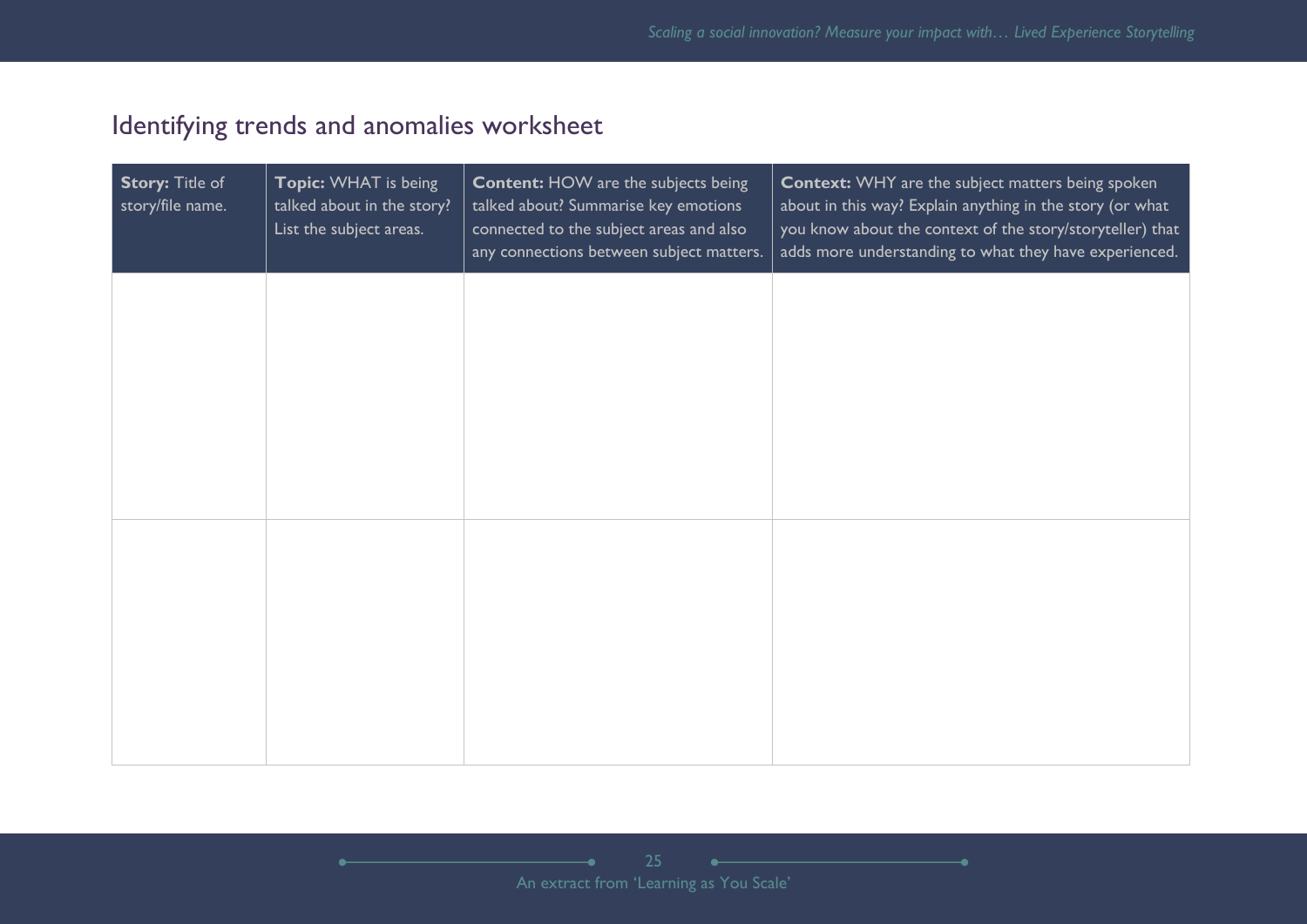## Identifying trends and anomalies worksheet

| **Story:** Title of story/file name. | **Topic:** WHAT is being talked about in the story? List the subject areas. | **Content:** HOW are the subjects being talked about? Summarise key emotions connected to the subject areas and also any connections between subject matters. | **Context:** WHY are the subject matters being spoken about in this way? Explain anything in the story (or what you know about the context of the story/storyteller) that adds more understanding to what they have experienced. |
|---|---|---|---|
| | | | |
| | | | |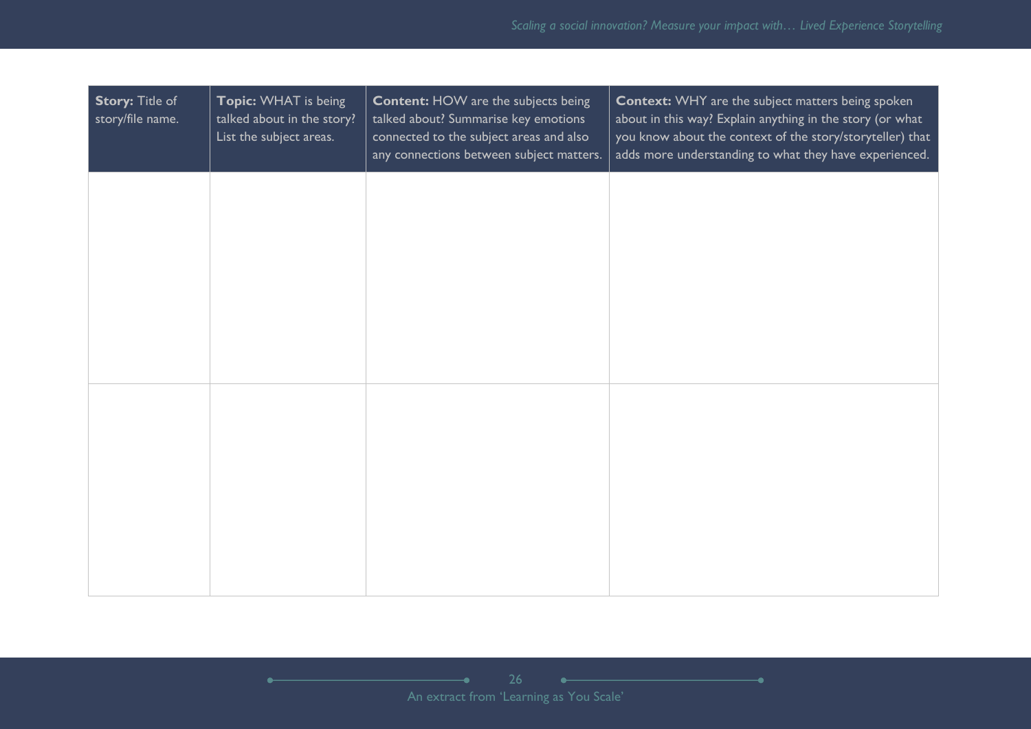| **Story:** Title of story/file name. | **Topic:** WHAT is being talked about in the story? List the subject areas. | **Content:** HOW are the subjects being talked about? Summarise key emotions connected to the subject areas and also any connections between subject matters. | **Context:** WHY are the subject matters being spoken about in this way? Explain anything in the story (or what you know about the context of the story/storyteller) that adds more understanding to what they have experienced. |
|---|---|---|---|
| | | | |
| | | | |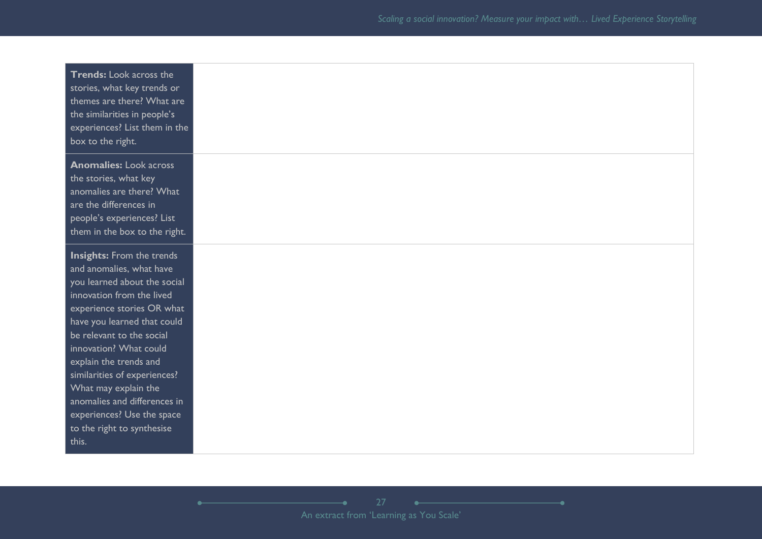| | |
|---|---|
| **Trends:** Look across the stories, what key trends or themes are there? What are the similarities in people's experiences? List them in the box to the right. | |
| **Anomalies:** Look across the stories, what key anomalies are there? What are the differences in people's experiences? List them in the box to the right. | |
| **Insights:** From the trends and anomalies, what have you learned about the social innovation from the lived experience stories OR what have you learned that could be relevant to the social innovation? What could explain the trends and similarities of experiences? What may explain the anomalies and differences in experiences? Use the space to the right to synthesise this. | |